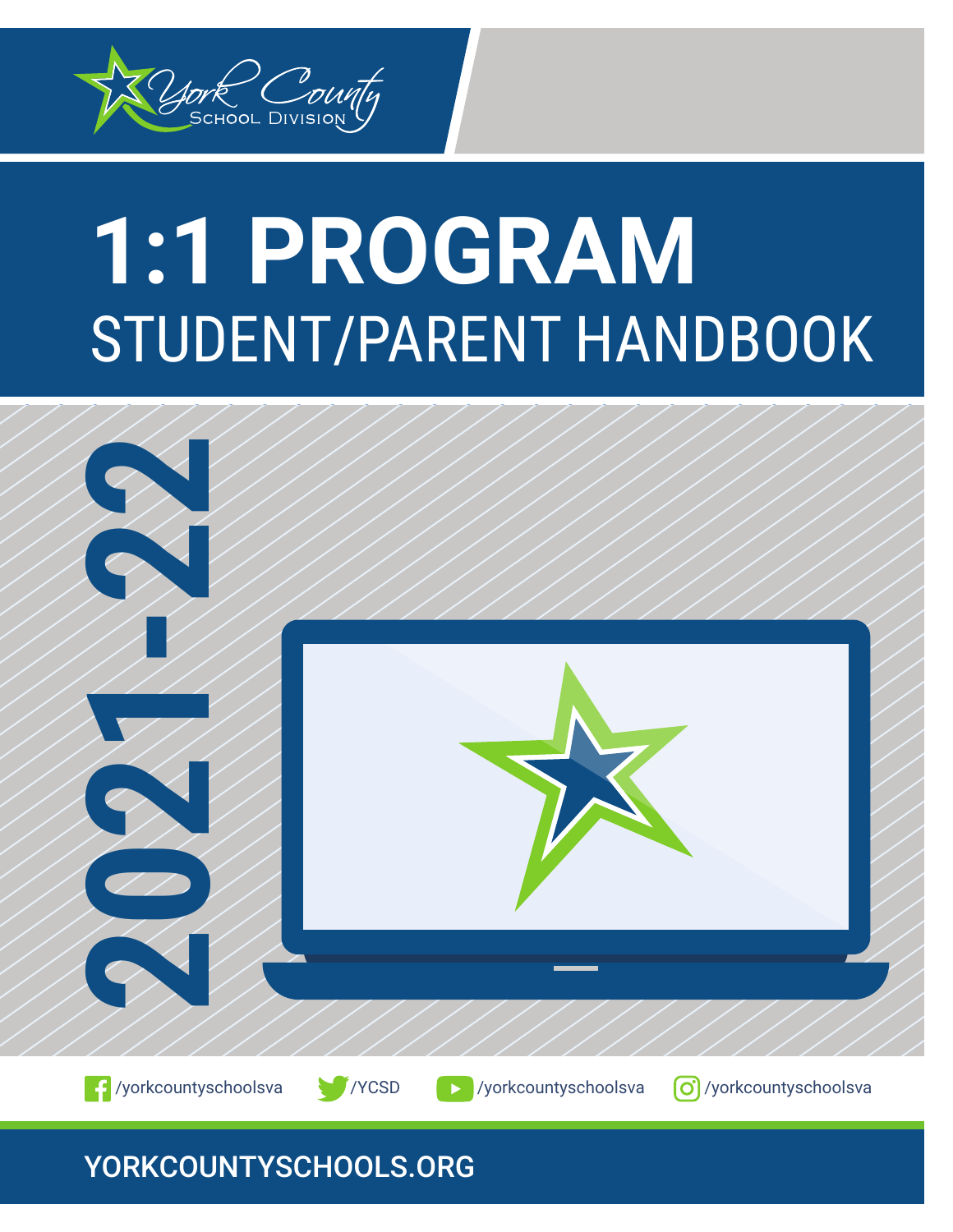York County School Division

# 1:1 PROGRAM

## STUDENT/PARENT HANDBOOK

2021-22

/yorkcountyschoolsva /YCSD /yorkcountyschoolsva /yorkcountyschoolsva

YORKCOUNTYSCHOOLS.ORG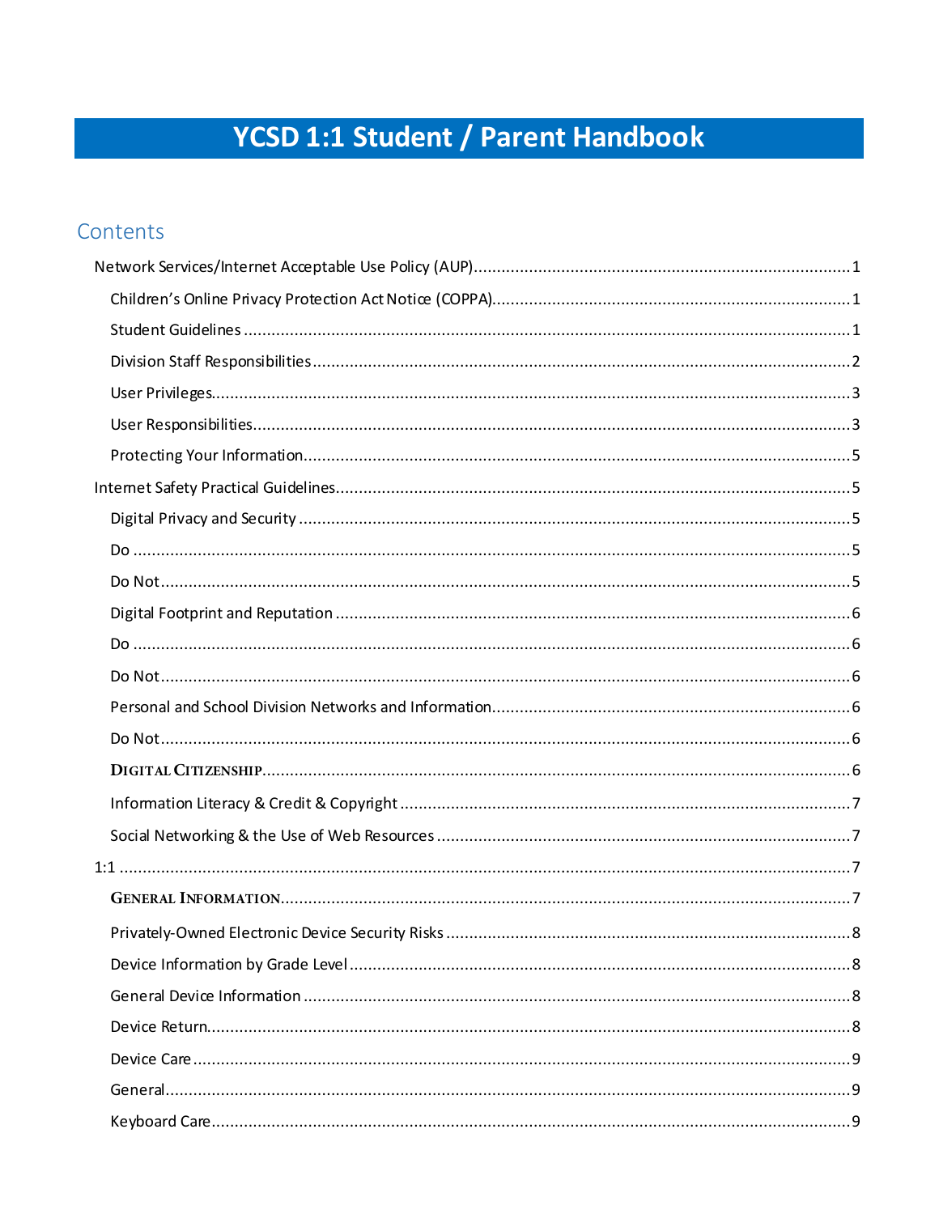# YCSD 1:1 Student / Parent Handbook

## Contents

- Network Services/Internet Acceptable Use Policy (AUP) ........ 1
  - Children's Online Privacy Protection Act Notice (COPPA) ........ 1
  - Student Guidelines ........ 1
  - Division Staff Responsibilities ........ 2
  - User Privileges ........ 3
  - User Responsibilities ........ 3
  - Protecting Your Information ........ 5
- Internet Safety Practical Guidelines ........ 5
  - Digital Privacy and Security ........ 5
  - Do ........ 5
  - Do Not ........ 5
  - Digital Footprint and Reputation ........ 6
  - Do ........ 6
  - Do Not ........ 6
  - Personal and School Division Networks and Information ........ 6
  - Do Not ........ 6
  - DIGITAL CITIZENSHIP ........ 6
  - Information Literacy & Credit & Copyright ........ 7
  - Social Networking & the Use of Web Resources ........ 7
- 1:1 ........ 7
  - GENERAL INFORMATION ........ 7
  - Privately-Owned Electronic Device Security Risks ........ 8
  - Device Information by Grade Level ........ 8
  - General Device Information ........ 8
  - Device Return ........ 8
  - Device Care ........ 9
  - General ........ 9
  - Keyboard Care ........ 9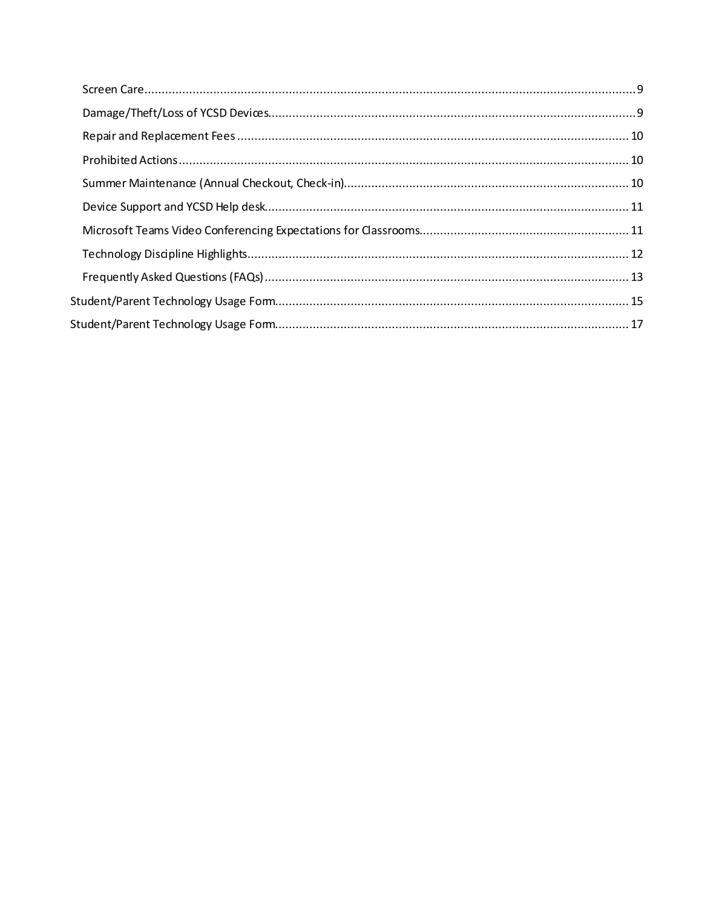- Screen Care .......... 9
- Damage/Theft/Loss of YCSD Devices .......... 9
- Repair and Replacement Fees .......... 10
- Prohibited Actions .......... 10
- Summer Maintenance (Annual Checkout, Check-in) .......... 10
- Device Support and YCSD Help desk .......... 11
- Microsoft Teams Video Conferencing Expectations for Classrooms .......... 11
- Technology Discipline Highlights .......... 12
- Frequently Asked Questions (FAQs) .......... 13

Student/Parent Technology Usage Form .......... 15

Student/Parent Technology Usage Form .......... 17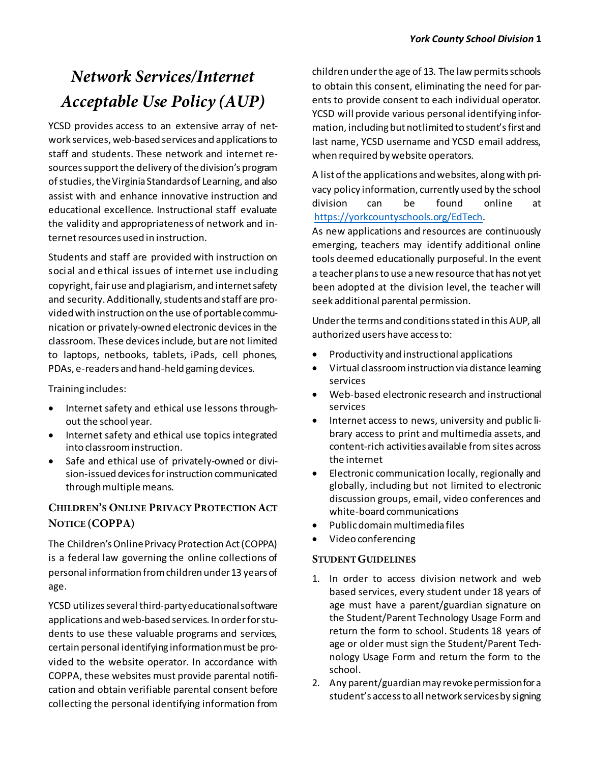# *Network Services/Internet Acceptable Use Policy (AUP)*

YCSD provides access to an extensive array of network services, web-based services and applications to staff and students. These network and internet resources support the delivery of the division's program of studies, the Virginia Standards of Learning, and also assist with and enhance innovative instruction and educational excellence. Instructional staff evaluate the validity and appropriateness of network and internet resources used in instruction.

Students and staff are provided with instruction on social and ethical issues of internet use including copyright, fair use and plagiarism, and internet safety and security. Additionally, students and staff are provided with instruction on the use of portable communication or privately-owned electronic devices in the classroom. These devices include, but are not limited to laptops, netbooks, tablets, iPads, cell phones, PDAs, e-readers and hand-held gaming devices.

Training includes:

- Internet safety and ethical use lessons throughout the school year.
- Internet safety and ethical use topics integrated into classroom instruction.
- Safe and ethical use of privately-owned or division-issued devices for instruction communicated through multiple means.

## Children's Online Privacy Protection Act Notice (COPPA)

The Children's Online Privacy Protection Act (COPPA) is a federal law governing the online collections of personal information from children under 13 years of age.

YCSD utilizes several third-party educational software applications and web-based services. In order for students to use these valuable programs and services, certain personal identifying information must be provided to the website operator. In accordance with COPPA, these websites must provide parental notification and obtain verifiable parental consent before collecting the personal identifying information from children under the age of 13. The law permits schools to obtain this consent, eliminating the need for parents to provide consent to each individual operator. YCSD will provide various personal identifying information, including but not limited to student's first and last name, YCSD username and YCSD email address, when required by website operators.

A list of the applications and websites, along with privacy policy information, currently used by the school division can be found online at https://yorkcountyschools.org/EdTech.
As new applications and resources are continuously emerging, teachers may identify additional online tools deemed educationally purposeful. In the event a teacher plans to use a new resource that has not yet been adopted at the division level, the teacher will seek additional parental permission.

Under the terms and conditions stated in this AUP, all authorized users have access to:

- Productivity and instructional applications
- Virtual classroom instruction via distance learning services
- Web-based electronic research and instructional services
- Internet access to news, university and public library access to print and multimedia assets, and content-rich activities available from sites across the internet
- Electronic communication locally, regionally and globally, including but not limited to electronic discussion groups, email, video conferences and white-board communications
- Public domain multimedia files
- Video conferencing

## Student Guidelines

1. In order to access division network and web based services, every student under 18 years of age must have a parent/guardian signature on the Student/Parent Technology Usage Form and return the form to school. Students 18 years of age or older must sign the Student/Parent Technology Usage Form and return the form to the school.
2. Any parent/guardian may revoke permission for a student's access to all network services by signing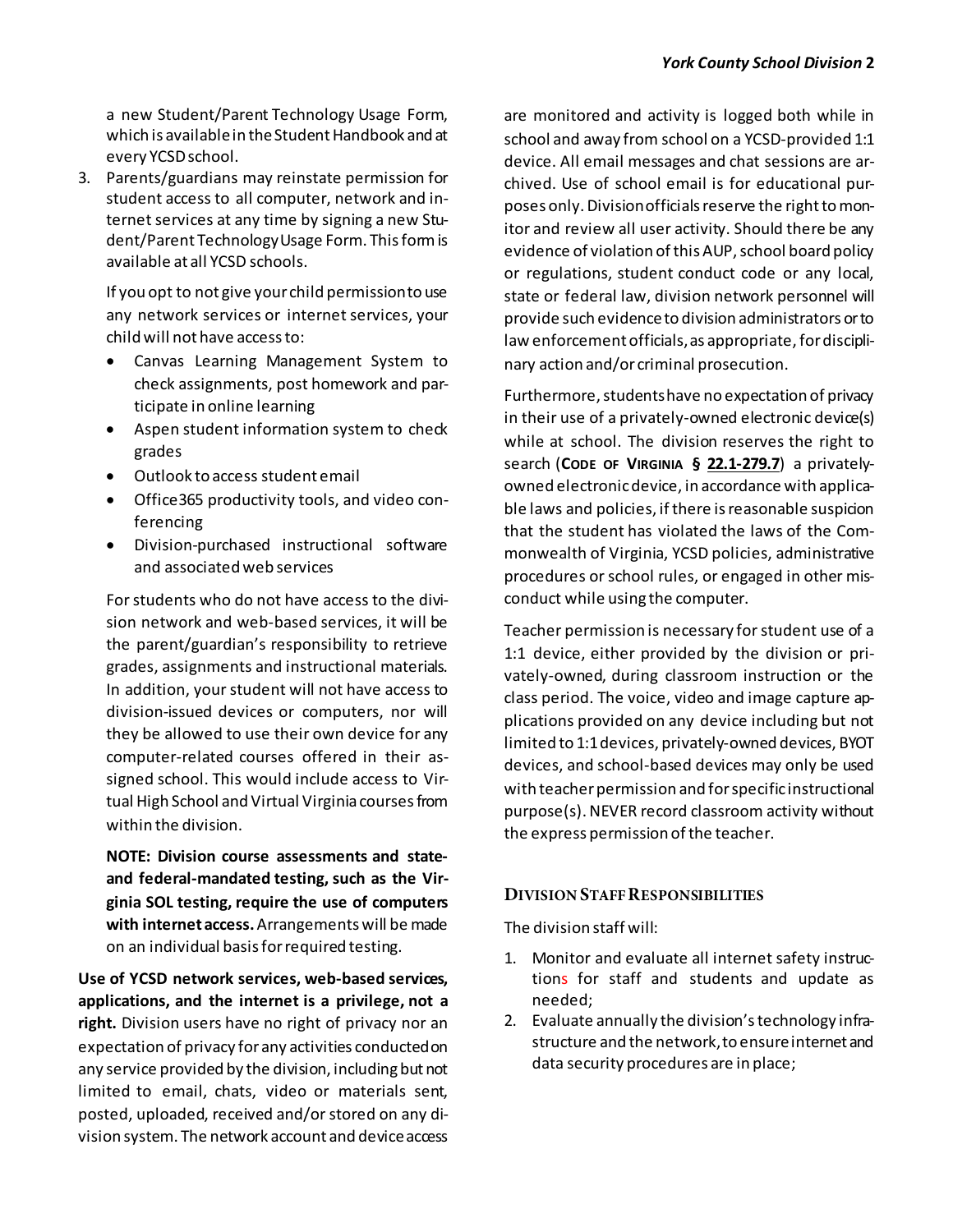a new Student/Parent Technology Usage Form, which is available in the Student Handbook and at every YCSD school.

3. Parents/guardians may reinstate permission for student access to all computer, network and internet services at any time by signing a new Student/Parent Technology Usage Form. This form is available at all YCSD schools.

   If you opt to not give your child permission to use any network services or internet services, your child will not have access to:

   - Canvas Learning Management System to check assignments, post homework and participate in online learning
   - Aspen student information system to check grades
   - Outlook to access student email
   - Office365 productivity tools, and video conferencing
   - Division-purchased instructional software and associated web services

   For students who do not have access to the division network and web-based services, it will be the parent/guardian's responsibility to retrieve grades, assignments and instructional materials. In addition, your student will not have access to division-issued devices or computers, nor will they be allowed to use their own device for any computer-related courses offered in their assigned school. This would include access to Virtual High School and Virtual Virginia courses from within the division.

   **NOTE: Division course assessments and state- and federal-mandated testing, such as the Virginia SOL testing, require the use of computers with internet access.** Arrangements will be made on an individual basis for required testing.

**Use of YCSD network services, web-based services, applications, and the internet is a privilege, not a right.** Division users have no right of privacy nor an expectation of privacy for any activities conducted on any service provided by the division, including but not limited to email, chats, video or materials sent, posted, uploaded, received and/or stored on any division system. The network account and device access are monitored and activity is logged both while in school and away from school on a YCSD-provided 1:1 device. All email messages and chat sessions are archived. Use of school email is for educational purposes only. Division officials reserve the right to monitor and review all user activity. Should there be any evidence of violation of this AUP, school board policy or regulations, student conduct code or any local, state or federal law, division network personnel will provide such evidence to division administrators or to law enforcement officials, as appropriate, for disciplinary action and/or criminal prosecution.

Furthermore, students have no expectation of privacy in their use of a privately-owned electronic device(s) while at school. The division reserves the right to search (**CODE OF VIRGINIA § 22.1-279.7**) a privately-owned electronic device, in accordance with applicable laws and policies, if there is reasonable suspicion that the student has violated the laws of the Commonwealth of Virginia, YCSD policies, administrative procedures or school rules, or engaged in other misconduct while using the computer.

Teacher permission is necessary for student use of a 1:1 device, either provided by the division or privately-owned, during classroom instruction or the class period. The voice, video and image capture applications provided on any device including but not limited to 1:1 devices, privately-owned devices, BYOT devices, and school-based devices may only be used with teacher permission and for specific instructional purpose(s). NEVER record classroom activity without the express permission of the teacher.

## Division Staff Responsibilities

The division staff will:

1. Monitor and evaluate all internet safety instructions for staff and students and update as needed;
2. Evaluate annually the division's technology infrastructure and the network, to ensure internet and data security procedures are in place;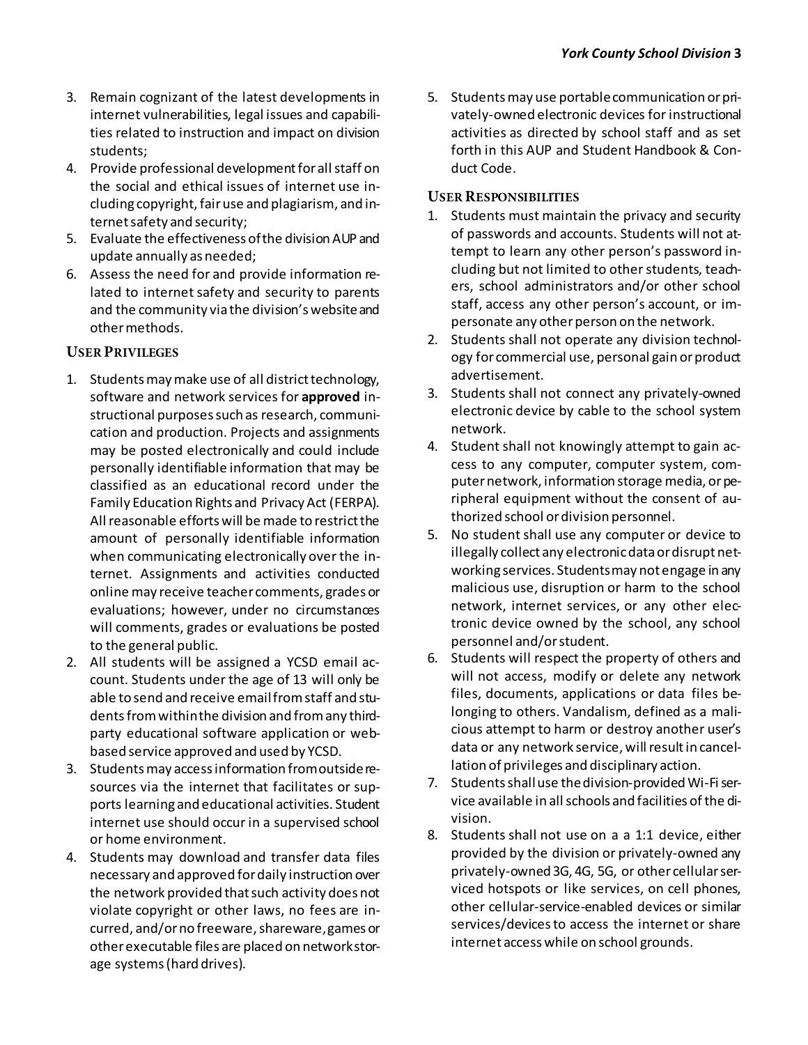3. Remain cognizant of the latest developments in internet vulnerabilities, legal issues and capabilities related to instruction and impact on division students;
4. Provide professional development for all staff on the social and ethical issues of internet use including copyright, fair use and plagiarism, and internet safety and security;
5. Evaluate the effectiveness of the division AUP and update annually as needed;
6. Assess the need for and provide information related to internet safety and security to parents and the community via the division's website and other methods.

### User Privileges

1. Students may make use of all district technology, software and network services for **approved** instructional purposes such as research, communication and production. Projects and assignments may be posted electronically and could include personally identifiable information that may be classified as an educational record under the Family Education Rights and Privacy Act (FERPA). All reasonable efforts will be made to restrict the amount of personally identifiable information when communicating electronically over the internet. Assignments and activities conducted online may receive teacher comments, grades or evaluations; however, under no circumstances will comments, grades or evaluations be posted to the general public.
2. All students will be assigned a YCSD email account. Students under the age of 13 will only be able to send and receive email from staff and students from within the division and from any third-party educational software application or web-based service approved and used by YCSD.
3. Students may access information from outside resources via the internet that facilitates or supports learning and educational activities. Student internet use should occur in a supervised school or home environment.
4. Students may download and transfer data files necessary and approved for daily instruction over the network provided that such activity does not violate copyright or other laws, no fees are incurred, and/or no freeware, shareware, games or other executable files are placed on network storage systems (hard drives).
5. Students may use portable communication or privately-owned electronic devices for instructional activities as directed by school staff and as set forth in this AUP and Student Handbook & Conduct Code.

### User Responsibilities

1. Students must maintain the privacy and security of passwords and accounts. Students will not attempt to learn any other person's password including but not limited to other students, teachers, school administrators and/or other school staff, access any other person's account, or impersonate any other person on the network.
2. Students shall not operate any division technology for commercial use, personal gain or product advertisement.
3. Students shall not connect any privately-owned electronic device by cable to the school system network.
4. Student shall not knowingly attempt to gain access to any computer, computer system, computer network, information storage media, or peripheral equipment without the consent of authorized school or division personnel.
5. No student shall use any computer or device to illegally collect any electronic data or disrupt networking services. Students may not engage in any malicious use, disruption or harm to the school network, internet services, or any other electronic device owned by the school, any school personnel and/or student.
6. Students will respect the property of others and will not access, modify or delete any network files, documents, applications or data files belonging to others. Vandalism, defined as a malicious attempt to harm or destroy another user's data or any network service, will result in cancellation of privileges and disciplinary action.
7. Students shall use the division-provided Wi-Fi service available in all schools and facilities of the division.
8. Students shall not use on a a 1:1 device, either provided by the division or privately-owned any privately-owned 3G, 4G, 5G, or other cellular serviced hotspots or like services, on cell phones, other cellular-service-enabled devices or similar services/devices to access the internet or share internet access while on school grounds.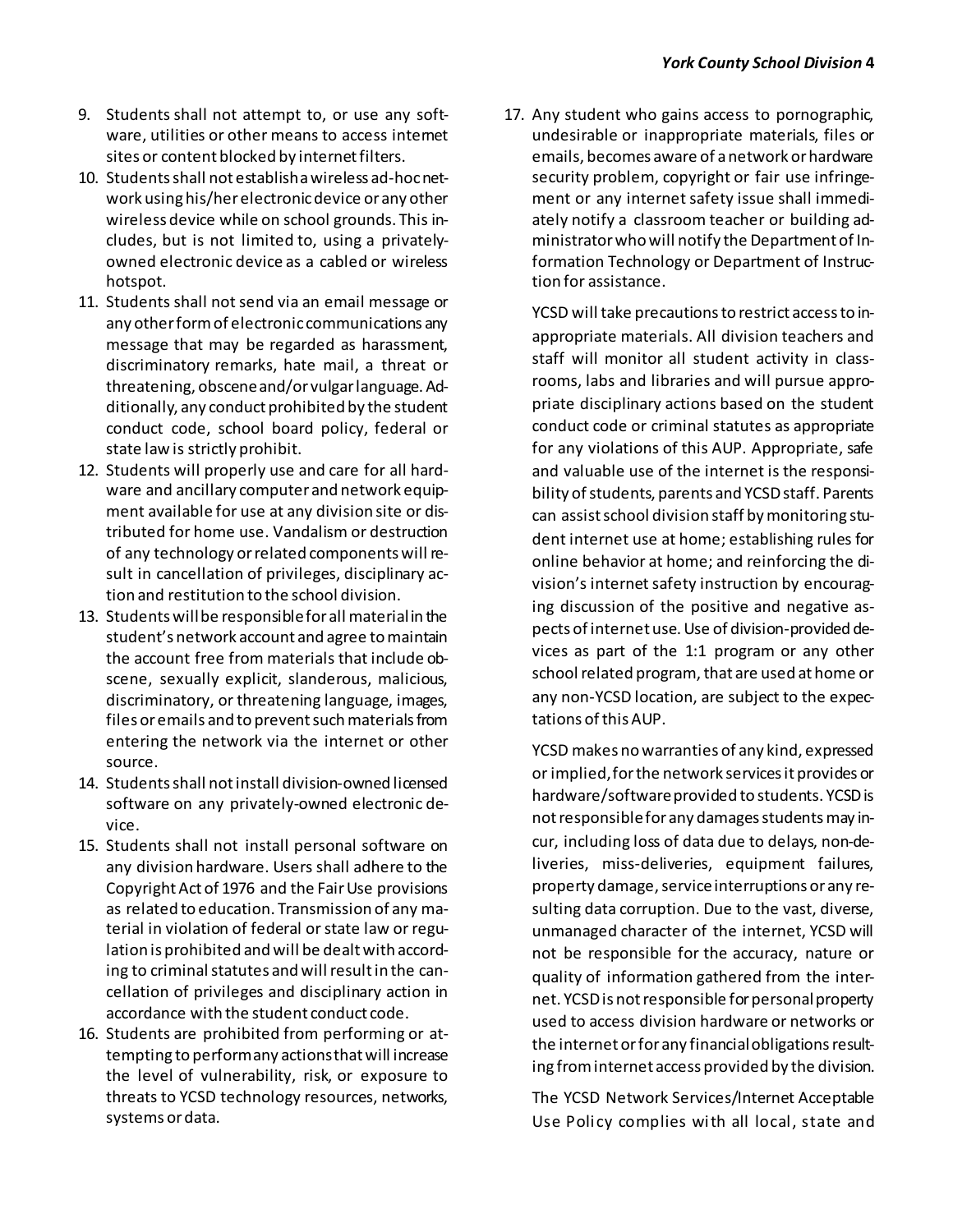9. Students shall not attempt to, or use any software, utilities or other means to access internet sites or content blocked by internet filters.
10. Students shall not establish a wireless ad-hoc network using his/her electronic device or any other wireless device while on school grounds. This includes, but is not limited to, using a privately-owned electronic device as a cabled or wireless hotspot.
11. Students shall not send via an email message or any other form of electronic communications any message that may be regarded as harassment, discriminatory remarks, hate mail, a threat or threatening, obscene and/or vulgar language. Additionally, any conduct prohibited by the student conduct code, school board policy, federal or state law is strictly prohibit.
12. Students will properly use and care for all hardware and ancillary computer and network equipment available for use at any division site or distributed for home use. Vandalism or destruction of any technology or related components will result in cancellation of privileges, disciplinary action and restitution to the school division.
13. Students will be responsible for all material in the student's network account and agree to maintain the account free from materials that include obscene, sexually explicit, slanderous, malicious, discriminatory, or threatening language, images, files or emails and to prevent such materials from entering the network via the internet or other source.
14. Students shall not install division-owned licensed software on any privately-owned electronic device.
15. Students shall not install personal software on any division hardware. Users shall adhere to the Copyright Act of 1976 and the Fair Use provisions as related to education. Transmission of any material in violation of federal or state law or regulation is prohibited and will be dealt with according to criminal statutes and will result in the cancellation of privileges and disciplinary action in accordance with the student conduct code.
16. Students are prohibited from performing or attempting to perform any actions that will increase the level of vulnerability, risk, or exposure to threats to YCSD technology resources, networks, systems or data.
17. Any student who gains access to pornographic, undesirable or inappropriate materials, files or emails, becomes aware of a network or hardware security problem, copyright or fair use infringement or any internet safety issue shall immediately notify a classroom teacher or building administrator who will notify the Department of Information Technology or Department of Instruction for assistance.

YCSD will take precautions to restrict access to inappropriate materials. All division teachers and staff will monitor all student activity in classrooms, labs and libraries and will pursue appropriate disciplinary actions based on the student conduct code or criminal statutes as appropriate for any violations of this AUP. Appropriate, safe and valuable use of the internet is the responsibility of students, parents and YCSD staff. Parents can assist school division staff by monitoring student internet use at home; establishing rules for online behavior at home; and reinforcing the division's internet safety instruction by encouraging discussion of the positive and negative aspects of internet use. Use of division-provided devices as part of the 1:1 program or any other school related program, that are used at home or any non-YCSD location, are subject to the expectations of this AUP.

YCSD makes no warranties of any kind, expressed or implied, for the network services it provides or hardware/software provided to students. YCSD is not responsible for any damages students may incur, including loss of data due to delays, non-deliveries, miss-deliveries, equipment failures, property damage, service interruptions or any resulting data corruption. Due to the vast, diverse, unmanaged character of the internet, YCSD will not be responsible for the accuracy, nature or quality of information gathered from the internet. YCSD is not responsible for personal property used to access division hardware or networks or the internet or for any financial obligations resulting from internet access provided by the division.

The YCSD Network Services/Internet Acceptable Use Policy complies with all local, state and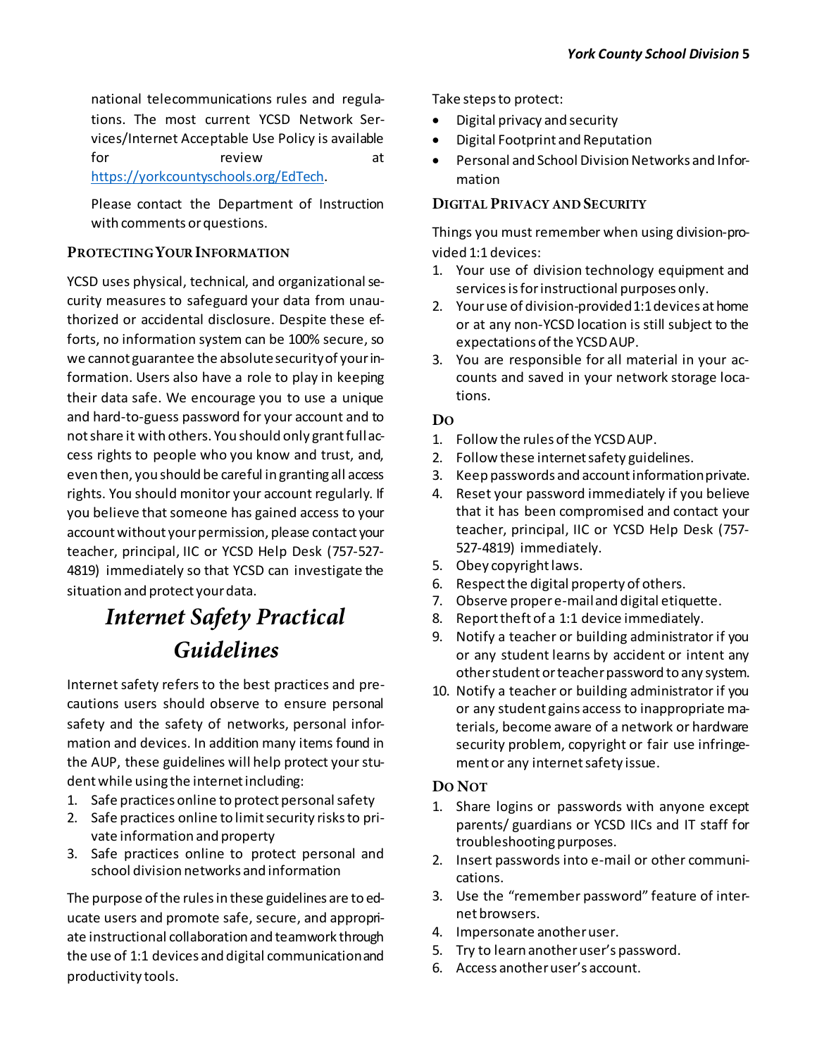national telecommunications rules and regulations. The most current YCSD Network Services/Internet Acceptable Use Policy is available for review at https://yorkcountyschools.org/EdTech.

Please contact the Department of Instruction with comments or questions.

### Protecting Your Information

YCSD uses physical, technical, and organizational security measures to safeguard your data from unauthorized or accidental disclosure. Despite these efforts, no information system can be 100% secure, so we cannot guarantee the absolute security of your information. Users also have a role to play in keeping their data safe. We encourage you to use a unique and hard-to-guess password for your account and to not share it with others. You should only grant full access rights to people who you know and trust, and, even then, you should be careful in granting all access rights. You should monitor your account regularly. If you believe that someone has gained access to your account without your permission, please contact your teacher, principal, IIC or YCSD Help Desk (757-527-4819) immediately so that YCSD can investigate the situation and protect your data.

## *Internet Safety Practical Guidelines*

Internet safety refers to the best practices and precautions users should observe to ensure personal safety and the safety of networks, personal information and devices. In addition many items found in the AUP, these guidelines will help protect your student while using the internet including:

1. Safe practices online to protect personal safety
2. Safe practices online to limit security risks to private information and property
3. Safe practices online to protect personal and school division networks and information

The purpose of the rules in these guidelines are to educate users and promote safe, secure, and appropriate instructional collaboration and teamwork through the use of 1:1 devices and digital communication and productivity tools.

Take steps to protect:

- Digital privacy and security
- Digital Footprint and Reputation
- Personal and School Division Networks and Information

### Digital Privacy and Security

Things you must remember when using division-provided 1:1 devices:

1. Your use of division technology equipment and services is for instructional purposes only.
2. Your use of division-provided 1:1 devices at home or at any non-YCSD location is still subject to the expectations of the YCSD AUP.
3. You are responsible for all material in your accounts and saved in your network storage locations.

#### Do

1. Follow the rules of the YCSD AUP.
2. Follow these internet safety guidelines.
3. Keep passwords and account information private.
4. Reset your password immediately if you believe that it has been compromised and contact your teacher, principal, IIC or YCSD Help Desk (757-527-4819) immediately.
5. Obey copyright laws.
6. Respect the digital property of others.
7. Observe proper e-mail and digital etiquette.
8. Report theft of a 1:1 device immediately.
9. Notify a teacher or building administrator if you or any student learns by accident or intent any other student or teacher password to any system.
10. Notify a teacher or building administrator if you or any student gains access to inappropriate materials, become aware of a network or hardware security problem, copyright or fair use infringement or any internet safety issue.

#### Do Not

1. Share logins or passwords with anyone except parents/ guardians or YCSD IICs and IT staff for troubleshooting purposes.
2. Insert passwords into e-mail or other communications.
3. Use the "remember password" feature of internet browsers.
4. Impersonate another user.
5. Try to learn another user's password.
6. Access another user's account.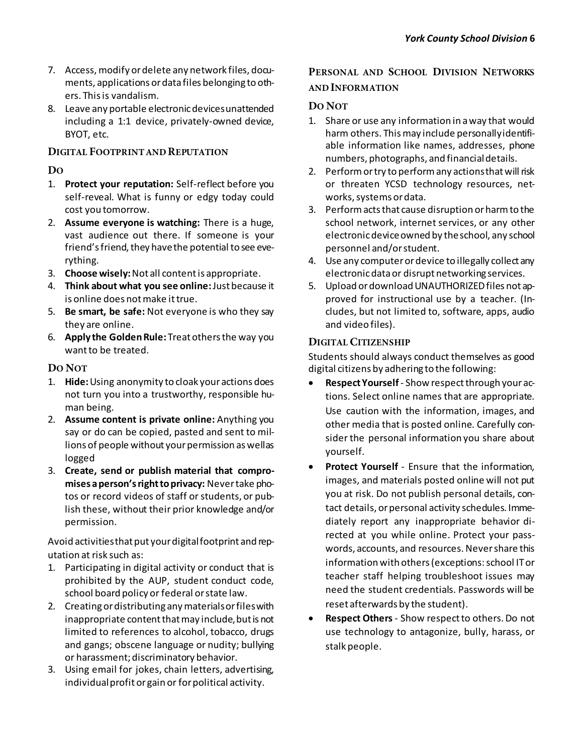7. Access, modify or delete any network files, documents, applications or data files belonging to others. This is vandalism.
8. Leave any portable electronic devices unattended including a 1:1 device, privately-owned device, BYOT, etc.

### Digital Footprint and Reputation

#### Do

1. **Protect your reputation:** Self-reflect before you self-reveal. What is funny or edgy today could cost you tomorrow.
2. **Assume everyone is watching:** There is a huge, vast audience out there. If someone is your friend's friend, they have the potential to see everything.
3. **Choose wisely:** Not all content is appropriate.
4. **Think about what you see online:** Just because it is online does not make it true.
5. **Be smart, be safe:** Not everyone is who they say they are online.
6. **Apply the Golden Rule:** Treat others the way you want to be treated.

#### Do Not

1. **Hide:** Using anonymity to cloak your actions does not turn you into a trustworthy, responsible human being.
2. **Assume content is private online:** Anything you say or do can be copied, pasted and sent to millions of people without your permission as well as logged
3. **Create, send or publish material that compromises a person's right to privacy:** Never take photos or record videos of staff or students, or publish these, without their prior knowledge and/or permission.

Avoid activities that put your digital footprint and reputation at risk such as:

1. Participating in digital activity or conduct that is prohibited by the AUP, student conduct code, school board policy or federal or state law.
2. Creating or distributing any materials or files with inappropriate content that may include, but is not limited to references to alcohol, tobacco, drugs and gangs; obscene language or nudity; bullying or harassment; discriminatory behavior.
3. Using email for jokes, chain letters, advertising, individual profit or gain or for political activity.

### Personal and School Division Networks and Information

#### Do Not

1. Share or use any information in a way that would harm others. This may include personally identifiable information like names, addresses, phone numbers, photographs, and financial details.
2. Perform or try to perform any actions that will risk or threaten YCSD technology resources, networks, systems or data.
3. Perform acts that cause disruption or harm to the school network, internet services, or any other electronic device owned by the school, any school personnel and/or student.
4. Use any computer or device to illegally collect any electronic data or disrupt networking services.
5. Upload or download UNAUTHORIZED files not approved for instructional use by a teacher. (Includes, but not limited to, software, apps, audio and video files).

### Digital Citizenship

Students should always conduct themselves as good digital citizens by adhering to the following:

- **Respect Yourself** - Show respect through your actions. Select online names that are appropriate. Use caution with the information, images, and other media that is posted online. Carefully consider the personal information you share about yourself.
- **Protect Yourself** - Ensure that the information, images, and materials posted online will not put you at risk. Do not publish personal details, contact details, or personal activity schedules. Immediately report any inappropriate behavior directed at you while online. Protect your passwords, accounts, and resources. Never share this information with others (exceptions: school IT or teacher staff helping troubleshoot issues may need the student credentials. Passwords will be reset afterwards by the student).
- **Respect Others** - Show respect to others. Do not use technology to antagonize, bully, harass, or stalk people.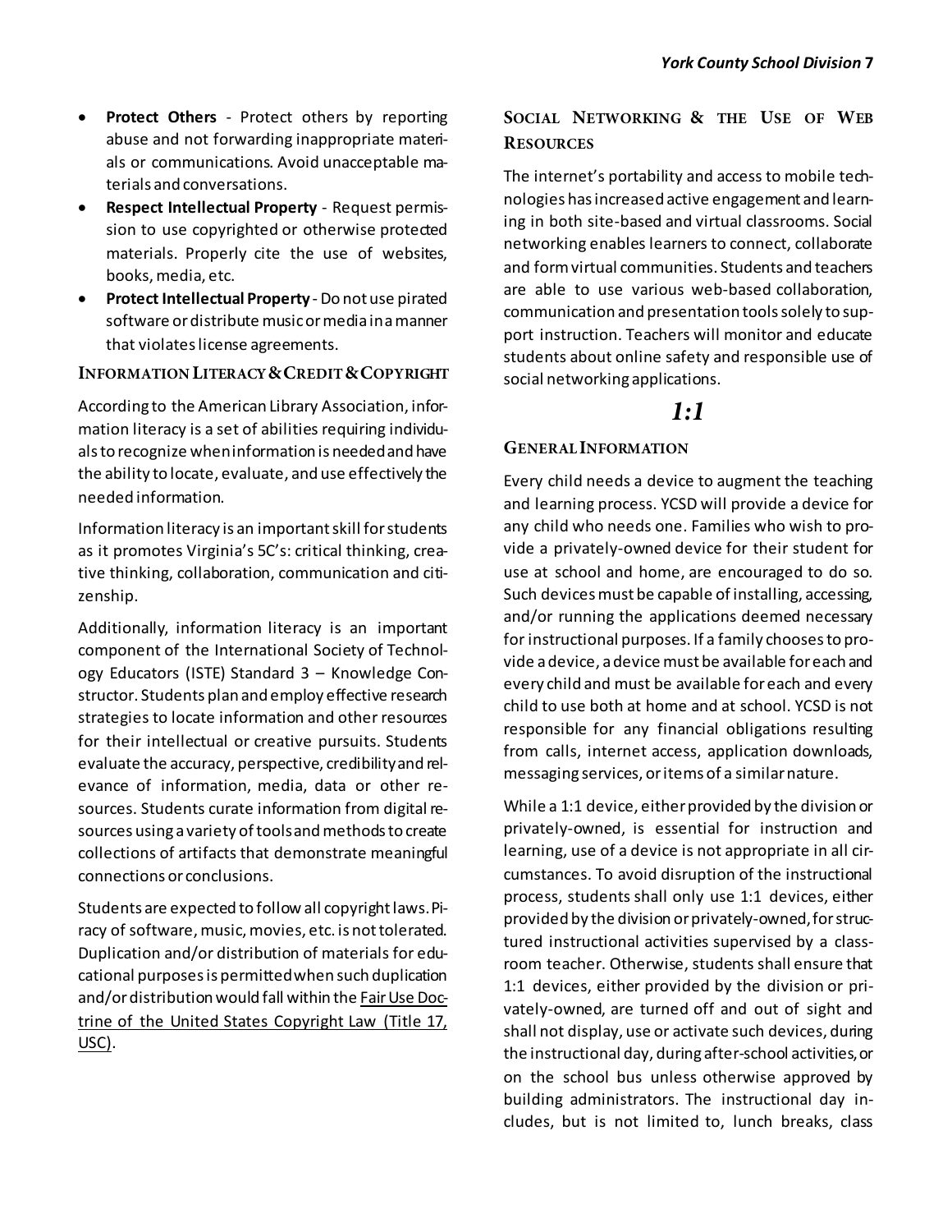- **Protect Others** - Protect others by reporting abuse and not forwarding inappropriate materials or communications. Avoid unacceptable materials and conversations.
- **Respect Intellectual Property** - Request permission to use copyrighted or otherwise protected materials. Properly cite the use of websites, books, media, etc.
- **Protect Intellectual Property** - Do not use pirated software or distribute music or media in a manner that violates license agreements.

### Information Literacy & Credit & Copyright

According to the American Library Association, information literacy is a set of abilities requiring individuals to recognize when information is needed and have the ability to locate, evaluate, and use effectively the needed information.

Information literacy is an important skill for students as it promotes Virginia's 5C's: critical thinking, creative thinking, collaboration, communication and citizenship.

Additionally, information literacy is an important component of the International Society of Technology Educators (ISTE) Standard 3 – Knowledge Constructor. Students plan and employ effective research strategies to locate information and other resources for their intellectual or creative pursuits. Students evaluate the accuracy, perspective, credibility and relevance of information, media, data or other resources. Students curate information from digital resources using a variety of tools and methods to create collections of artifacts that demonstrate meaningful connections or conclusions.

Students are expected to follow all copyright laws. Piracy of software, music, movies, etc. is not tolerated. Duplication and/or distribution of materials for educational purposes is permitted when such duplication and/or distribution would fall within the Fair Use Doctrine of the United States Copyright Law (Title 17, USC).

### Social Networking & the Use of Web Resources

The internet's portability and access to mobile technologies has increased active engagement and learning in both site-based and virtual classrooms. Social networking enables learners to connect, collaborate and form virtual communities. Students and teachers are able to use various web-based collaboration, communication and presentation tools solely to support instruction. Teachers will monitor and educate students about online safety and responsible use of social networking applications.

## *1:1*

### General Information

Every child needs a device to augment the teaching and learning process. YCSD will provide a device for any child who needs one. Families who wish to provide a privately-owned device for their student for use at school and home, are encouraged to do so. Such devices must be capable of installing, accessing, and/or running the applications deemed necessary for instructional purposes. If a family chooses to provide a device, a device must be available for each and every child and must be available for each and every child to use both at home and at school. YCSD is not responsible for any financial obligations resulting from calls, internet access, application downloads, messaging services, or items of a similar nature.

While a 1:1 device, either provided by the division or privately-owned, is essential for instruction and learning, use of a device is not appropriate in all circumstances. To avoid disruption of the instructional process, students shall only use 1:1 devices, either provided by the division or privately-owned, for structured instructional activities supervised by a classroom teacher. Otherwise, students shall ensure that 1:1 devices, either provided by the division or privately-owned, are turned off and out of sight and shall not display, use or activate such devices, during the instructional day, during after-school activities, or on the school bus unless otherwise approved by building administrators. The instructional day includes, but is not limited to, lunch breaks, class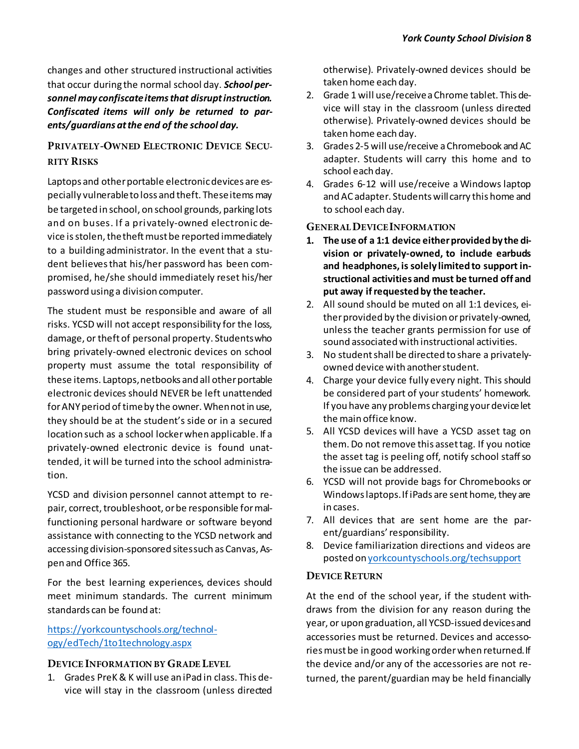changes and other structured instructional activities that occur during the normal school day. ***School personnel may confiscate items that disrupt instruction. Confiscated items will only be returned to parents/guardians at the end of the school day.***

### Privately-Owned Electronic Device Security Risks

Laptops and other portable electronic devices are especially vulnerable to loss and theft. These items may be targeted in school, on school grounds, parking lots and on buses. If a privately-owned electronic device is stolen, the theft must be reported immediately to a building administrator. In the event that a student believes that his/her password has been compromised, he/she should immediately reset his/her password using a division computer.

The student must be responsible and aware of all risks. YCSD will not accept responsibility for the loss, damage, or theft of personal property. Students who bring privately-owned electronic devices on school property must assume the total responsibility of these items. Laptops, netbooks and all other portable electronic devices should NEVER be left unattended for ANY period of time by the owner. When not in use, they should be at the student's side or in a secured location such as a school locker when applicable. If a privately-owned electronic device is found unattended, it will be turned into the school administration.

YCSD and division personnel cannot attempt to repair, correct, troubleshoot, or be responsible for malfunctioning personal hardware or software beyond assistance with connecting to the YCSD network and accessing division-sponsored sites such as Canvas, Aspen and Office 365.

For the best learning experiences, devices should meet minimum standards. The current minimum standards can be found at:

[https://yorkcountyschools.org/technology/edTech/1to1technology.aspx](https://yorkcountyschools.org/technology/edTech/1to1technology.aspx)

### Device Information by Grade Level

1. Grades PreK & K will use an iPad in class. This device will stay in the classroom (unless directed otherwise). Privately-owned devices should be taken home each day.
2. Grade 1 will use/receive a Chrome tablet. This device will stay in the classroom (unless directed otherwise). Privately-owned devices should be taken home each day.
3. Grades 2-5 will use/receive a Chromebook and AC adapter. Students will carry this home and to school each day.
4. Grades 6-12 will use/receive a Windows laptop and AC adapter. Students will carry this home and to school each day.

### General Device Information

1. **The use of a 1:1 device either provided by the division or privately-owned, to include earbuds and headphones, is solely limited to support instructional activities and must be turned off and put away if requested by the teacher.**
2. All sound should be muted on all 1:1 devices, either provided by the division or privately-owned, unless the teacher grants permission for use of sound associated with instructional activities.
3. No student shall be directed to share a privately-owned device with another student.
4. Charge your device fully every night. This should be considered part of your students' homework. If you have any problems charging your device let the main office know.
5. All YCSD devices will have a YCSD asset tag on them. Do not remove this asset tag. If you notice the asset tag is peeling off, notify school staff so the issue can be addressed.
6. YCSD will not provide bags for Chromebooks or Windows laptops. If iPads are sent home, they are in cases.
7. All devices that are sent home are the parent/guardians' responsibility.
8. Device familiarization directions and videos are posted on [yorkcountyschools.org/techsupport](yorkcountyschools.org/techsupport)

### Device Return

At the end of the school year, if the student withdraws from the division for any reason during the year, or upon graduation, all YCSD-issued devices and accessories must be returned. Devices and accessories must be in good working order when returned. If the device and/or any of the accessories are not returned, the parent/guardian may be held financially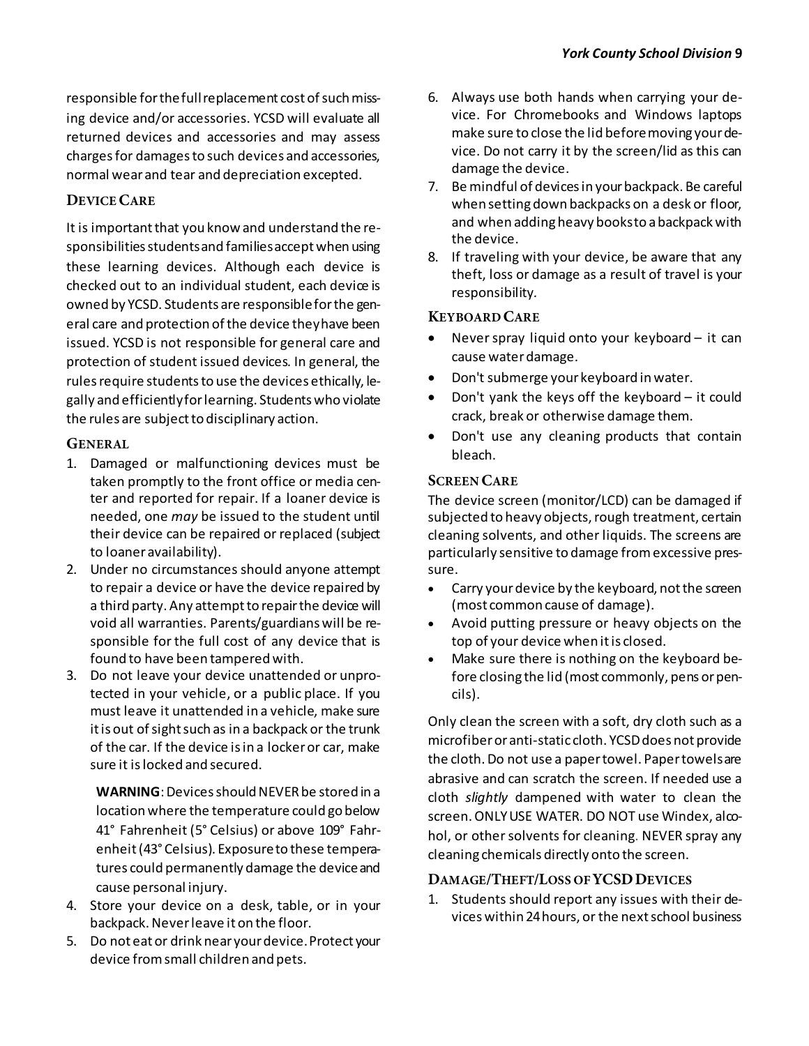responsible for the full replacement cost of such missing device and/or accessories. YCSD will evaluate all returned devices and accessories and may assess charges for damages to such devices and accessories, normal wear and tear and depreciation excepted.

## Device Care

It is important that you know and understand the responsibilities students and families accept when using these learning devices. Although each device is checked out to an individual student, each device is owned by YCSD. Students are responsible for the general care and protection of the device they have been issued. YCSD is not responsible for general care and protection of student issued devices. In general, the rules require students to use the devices ethically, legally and efficiently for learning. Students who violate the rules are subject to disciplinary action.

### General

1. Damaged or malfunctioning devices must be taken promptly to the front office or media center and reported for repair. If a loaner device is needed, one *may* be issued to the student until their device can be repaired or replaced (subject to loaner availability).
2. Under no circumstances should anyone attempt to repair a device or have the device repaired by a third party. Any attempt to repair the device will void all warranties. Parents/guardians will be responsible for the full cost of any device that is found to have been tampered with.
3. Do not leave your device unattended or unprotected in your vehicle, or a public place. If you must leave it unattended in a vehicle, make sure it is out of sight such as in a backpack or the trunk of the car. If the device is in a locker or car, make sure it is locked and secured.

   **WARNING**: Devices should NEVER be stored in a location where the temperature could go below 41° Fahrenheit (5° Celsius) or above 109° Fahrenheit (43° Celsius). Exposure to these temperatures could permanently damage the device and cause personal injury.

4. Store your device on a desk, table, or in your backpack. Never leave it on the floor.
5. Do not eat or drink near your device. Protect your device from small children and pets.
6. Always use both hands when carrying your device. For Chromebooks and Windows laptops make sure to close the lid before moving your device. Do not carry it by the screen/lid as this can damage the device.
7. Be mindful of devices in your backpack. Be careful when setting down backpacks on a desk or floor, and when adding heavy books to a backpack with the device.
8. If traveling with your device, be aware that any theft, loss or damage as a result of travel is your responsibility.

### Keyboard Care

- Never spray liquid onto your keyboard – it can cause water damage.
- Don't submerge your keyboard in water.
- Don't yank the keys off the keyboard – it could crack, break or otherwise damage them.
- Don't use any cleaning products that contain bleach.

### Screen Care

The device screen (monitor/LCD) can be damaged if subjected to heavy objects, rough treatment, certain cleaning solvents, and other liquids. The screens are particularly sensitive to damage from excessive pressure.

- Carry your device by the keyboard, not the screen (most common cause of damage).
- Avoid putting pressure or heavy objects on the top of your device when it is closed.
- Make sure there is nothing on the keyboard before closing the lid (most commonly, pens or pencils).

Only clean the screen with a soft, dry cloth such as a microfiber or anti-static cloth. YCSD does not provide the cloth. Do not use a paper towel. Paper towels are abrasive and can scratch the screen. If needed use a cloth *slightly* dampened with water to clean the screen. ONLY USE WATER. DO NOT use Windex, alcohol, or other solvents for cleaning. NEVER spray any cleaning chemicals directly onto the screen.

### Damage/Theft/Loss of YCSD Devices

1. Students should report any issues with their devices within 24 hours, or the next school business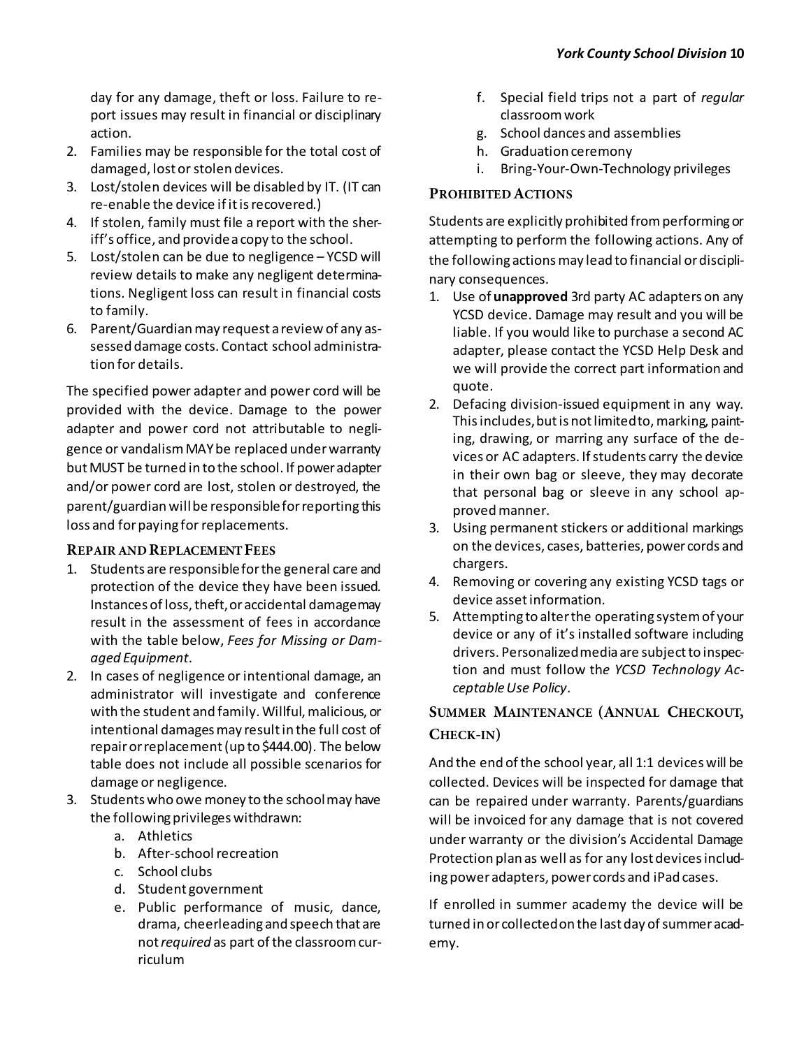day for any damage, theft or loss. Failure to report issues may result in financial or disciplinary action.

2. Families may be responsible for the total cost of damaged, lost or stolen devices.
3. Lost/stolen devices will be disabled by IT. (IT can re-enable the device if it is recovered.)
4. If stolen, family must file a report with the sheriff's office, and provide a copy to the school.
5. Lost/stolen can be due to negligence – YCSD will review details to make any negligent determinations. Negligent loss can result in financial costs to family.
6. Parent/Guardian may request a review of any assessed damage costs. Contact school administration for details.

The specified power adapter and power cord will be provided with the device. Damage to the power adapter and power cord not attributable to negligence or vandalism MAY be replaced under warranty but MUST be turned in to the school. If power adapter and/or power cord are lost, stolen or destroyed, the parent/guardian will be responsible for reporting this loss and for paying for replacements.

### Repair and Replacement Fees

1. Students are responsible for the general care and protection of the device they have been issued. Instances of loss, theft, or accidental damage may result in the assessment of fees in accordance with the table below, *Fees for Missing or Damaged Equipment*.
2. In cases of negligence or intentional damage, an administrator will investigate and conference with the student and family. Willful, malicious, or intentional damages may result in the full cost of repair or replacement (up to $444.00). The below table does not include all possible scenarios for damage or negligence.
3. Students who owe money to the school may have the following privileges withdrawn:
   a. Athletics
   b. After-school recreation
   c. School clubs
   d. Student government
   e. Public performance of music, dance, drama, cheerleading and speech that are not *required* as part of the classroom curriculum
   f. Special field trips not a part of *regular* classroom work
   g. School dances and assemblies
   h. Graduation ceremony
   i. Bring-Your-Own-Technology privileges

### Prohibited Actions

Students are explicitly prohibited from performing or attempting to perform the following actions. Any of the following actions may lead to financial or disciplinary consequences.

1. Use of **unapproved** 3rd party AC adapters on any YCSD device. Damage may result and you will be liable. If you would like to purchase a second AC adapter, please contact the YCSD Help Desk and we will provide the correct part information and quote.
2. Defacing division-issued equipment in any way. This includes, but is not limited to, marking, painting, drawing, or marring any surface of the devices or AC adapters. If students carry the device in their own bag or sleeve, they may decorate that personal bag or sleeve in any school approved manner.
3. Using permanent stickers or additional markings on the devices, cases, batteries, power cords and chargers.
4. Removing or covering any existing YCSD tags or device asset information.
5. Attempting to alter the operating system of your device or any of it's installed software including drivers. Personalized media are subject to inspection and must follow the *YCSD Technology Acceptable Use Policy*.

### Summer Maintenance (Annual Checkout, Check-in)

And the end of the school year, all 1:1 devices will be collected. Devices will be inspected for damage that can be repaired under warranty. Parents/guardians will be invoiced for any damage that is not covered under warranty or the division's Accidental Damage Protection plan as well as for any lost devices including power adapters, power cords and iPad cases.

If enrolled in summer academy the device will be turned in or collected on the last day of summer academy.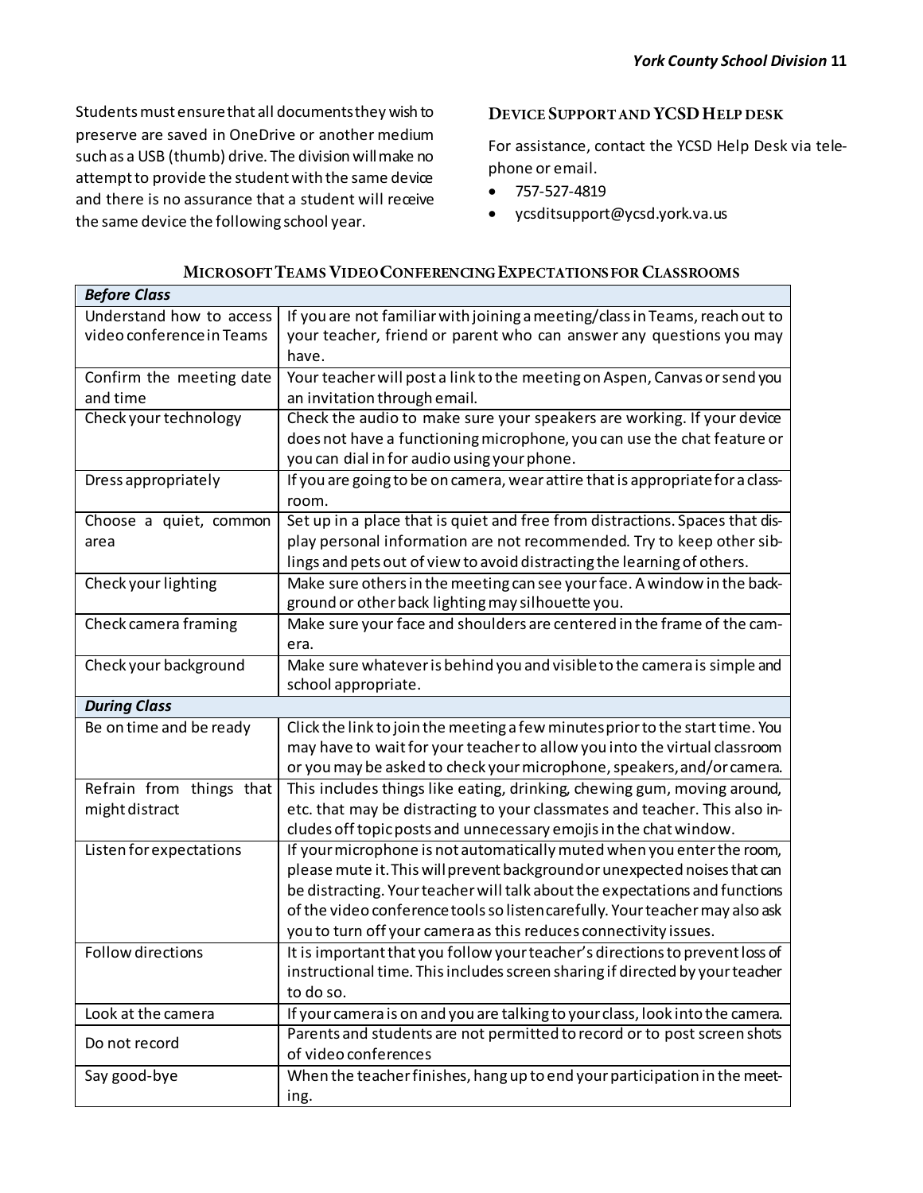Students must ensure that all documents they wish to preserve are saved in OneDrive or another medium such as a USB (thumb) drive. The division will make no attempt to provide the student with the same device and there is no assurance that a student will receive the same device the following school year.

### Device Support and YCSD Help Desk

For assistance, contact the YCSD Help Desk via telephone or email.

- 757-527-4819
- ycsditsupport@ycsd.york.va.us

### Microsoft Teams Video Conferencing Expectations for Classrooms

| ***Before Class*** | |
|---|---|
| Understand how to access video conference in Teams | If you are not familiar with joining a meeting/class in Teams, reach out to your teacher, friend or parent who can answer any questions you may have. |
| Confirm the meeting date and time | Your teacher will post a link to the meeting on Aspen, Canvas or send you an invitation through email. |
| Check your technology | Check the audio to make sure your speakers are working. If your device does not have a functioning microphone, you can use the chat feature or you can dial in for audio using your phone. |
| Dress appropriately | If you are going to be on camera, wear attire that is appropriate for a classroom. |
| Choose a quiet, common area | Set up in a place that is quiet and free from distractions. Spaces that display personal information are not recommended. Try to keep other siblings and pets out of view to avoid distracting the learning of others. |
| Check your lighting | Make sure others in the meeting can see your face. A window in the background or other back lighting may silhouette you. |
| Check camera framing | Make sure your face and shoulders are centered in the frame of the camera. |
| Check your background | Make sure whatever is behind you and visible to the camera is simple and school appropriate. |
| ***During Class*** | |
| Be on time and be ready | Click the link to join the meeting a few minutes prior to the start time. You may have to wait for your teacher to allow you into the virtual classroom or you may be asked to check your microphone, speakers, and/or camera. |
| Refrain from things that might distract | This includes things like eating, drinking, chewing gum, moving around, etc. that may be distracting to your classmates and teacher. This also includes off topic posts and unnecessary emojis in the chat window. |
| Listen for expectations | If your microphone is not automatically muted when you enter the room, please mute it. This will prevent background or unexpected noises that can be distracting. Your teacher will talk about the expectations and functions of the video conference tools so listen carefully. Your teacher may also ask you to turn off your camera as this reduces connectivity issues. |
| Follow directions | It is important that you follow your teacher's directions to prevent loss of instructional time. This includes screen sharing if directed by your teacher to do so. |
| Look at the camera | If your camera is on and you are talking to your class, look into the camera. |
| Do not record | Parents and students are not permitted to record or to post screen shots of video conferences |
| Say good-bye | When the teacher finishes, hang up to end your participation in the meeting. |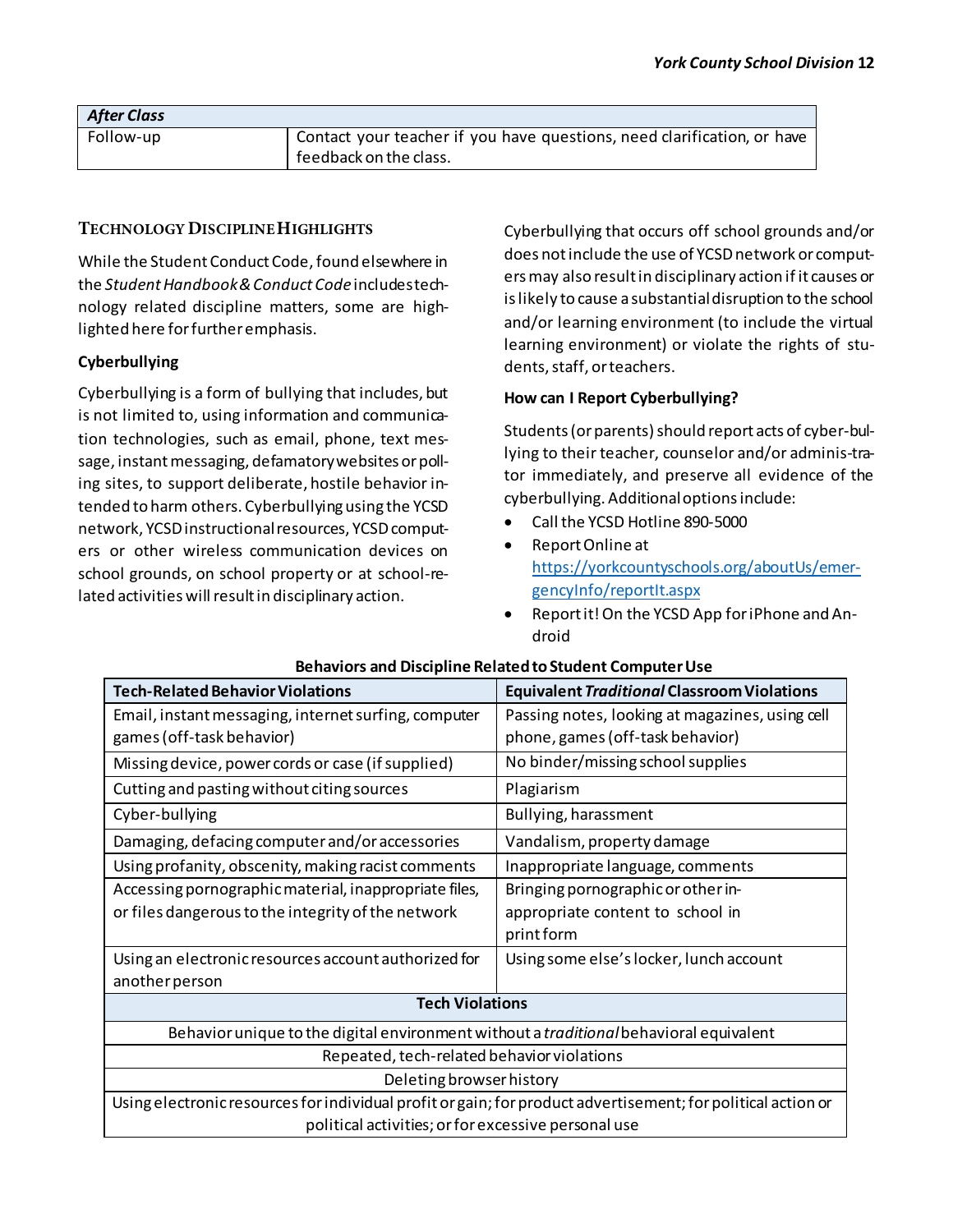| *After Class* | |
|---|---|
| Follow-up | Contact your teacher if you have questions, need clarification, or have feedback on the class. |

## Technology Discipline Highlights

While the Student Conduct Code, found elsewhere in the *Student Handbook & Conduct Code* includes technology related discipline matters, some are highlighted here for further emphasis.

### Cyberbullying

Cyberbullying is a form of bullying that includes, but is not limited to, using information and communication technologies, such as email, phone, text message, instant messaging, defamatory websites or polling sites, to support deliberate, hostile behavior intended to harm others. Cyberbullying using the YCSD network, YCSD instructional resources, YCSD computers or other wireless communication devices on school grounds, on school property or at school-related activities will result in disciplinary action.

Cyberbullying that occurs off school grounds and/or does not include the use of YCSD network or computers may also result in disciplinary action if it causes or is likely to cause a substantial disruption to the school and/or learning environment (to include the virtual learning environment) or violate the rights of students, staff, or teachers.

### How can I Report Cyberbullying?

Students (or parents) should report acts of cyber-bullying to their teacher, counselor and/or adminis-trator immediately, and preserve all evidence of the cyberbullying. Additional options include:

- Call the YCSD Hotline 890-5000
- Report Online at https://yorkcountyschools.org/aboutUs/emergencyInfo/reportIt.aspx
- Report it! On the YCSD App for iPhone and Android

**Behaviors and Discipline Related to Student Computer Use**

| Tech-Related Behavior Violations | Equivalent *Traditional* Classroom Violations |
|---|---|
| Email, instant messaging, internet surfing, computer games (off-task behavior) | Passing notes, looking at magazines, using cell phone, games (off-task behavior) |
| Missing device, power cords or case (if supplied) | No binder/missing school supplies |
| Cutting and pasting without citing sources | Plagiarism |
| Cyber-bullying | Bullying, harassment |
| Damaging, defacing computer and/or accessories | Vandalism, property damage |
| Using profanity, obscenity, making racist comments | Inappropriate language, comments |
| Accessing pornographic material, inappropriate files, or files dangerous to the integrity of the network | Bringing pornographic or other inappropriate content to school in print form |
| Using an electronic resources account authorized for another person | Using some else's locker, lunch account |
| **Tech Violations** | |
| Behavior unique to the digital environment without a *traditional* behavioral equivalent | |
| Repeated, tech-related behavior violations | |
| Deleting browser history | |
| Using electronic resources for individual profit or gain; for product advertisement; for political action or political activities; or for excessive personal use | |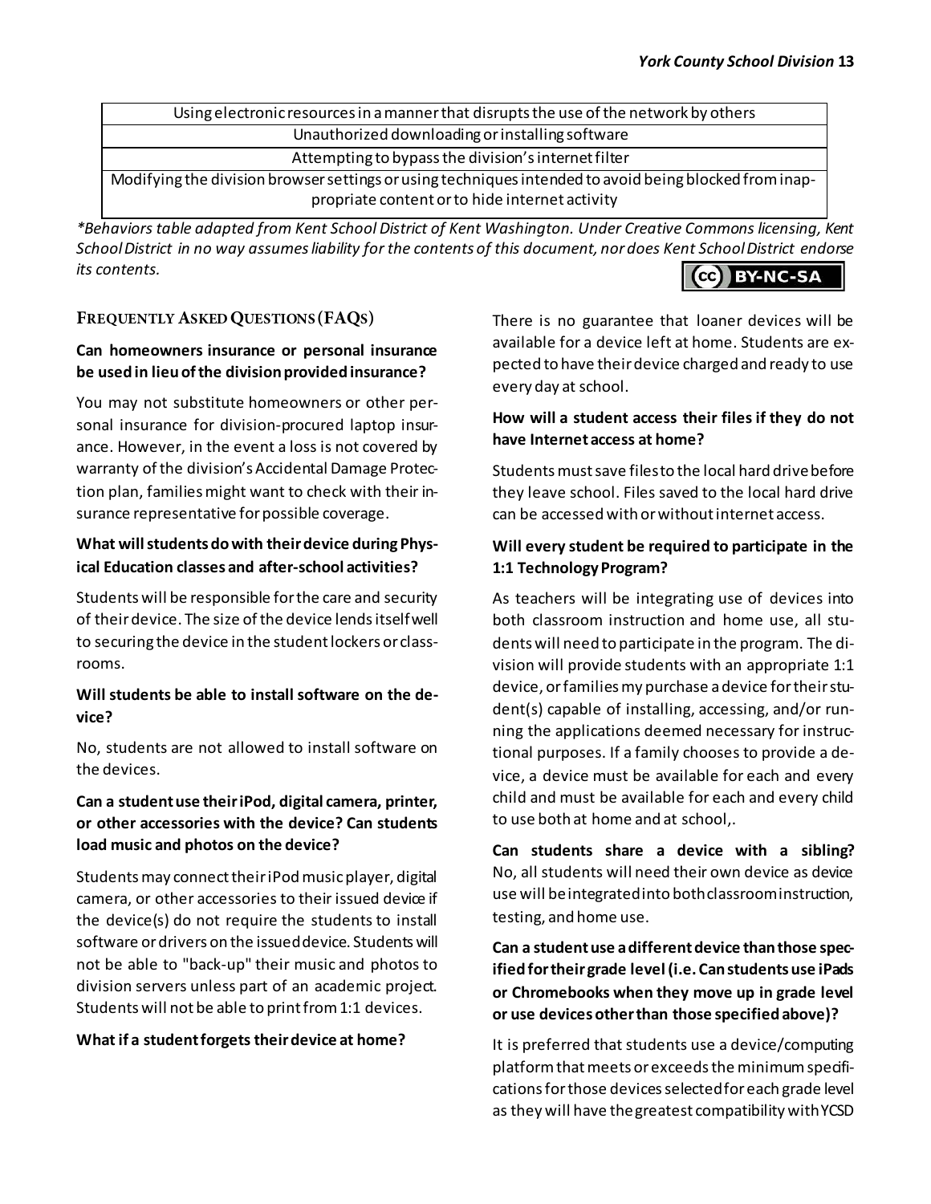| Using electronic resources in a manner that disrupts the use of the network by others |
|---|
| Unauthorized downloading or installing software |
| Attempting to bypass the division's internet filter |
| Modifying the division browser settings or using techniques intended to avoid being blocked from inappropriate content or to hide internet activity |

*\*Behaviors table adapted from Kent School District of Kent Washington. Under Creative Commons licensing, Kent School District in no way assumes liability for the contents of this document, nor does Kent School District endorse its contents.*

BY-NC-SA

## Frequently Asked Questions (FAQs)

**Can homeowners insurance or personal insurance be used in lieu of the division provided insurance?**

You may not substitute homeowners or other personal insurance for division-procured laptop insurance. However, in the event a loss is not covered by warranty of the division's Accidental Damage Protection plan, families might want to check with their insurance representative for possible coverage.

**What will students do with their device during Physical Education classes and after-school activities?**

Students will be responsible for the care and security of their device. The size of the device lends itself well to securing the device in the student lockers or classrooms.

**Will students be able to install software on the device?**

No, students are not allowed to install software on the devices.

**Can a student use their iPod, digital camera, printer, or other accessories with the device? Can students load music and photos on the device?**

Students may connect their iPod music player, digital camera, or other accessories to their issued device if the device(s) do not require the students to install software or drivers on the issued device. Students will not be able to "back-up" their music and photos to division servers unless part of an academic project. Students will not be able to print from 1:1 devices.

**What if a student forgets their device at home?**

There is no guarantee that loaner devices will be available for a device left at home. Students are expected to have their device charged and ready to use every day at school.

**How will a student access their files if they do not have Internet access at home?**

Students must save files to the local hard drive before they leave school. Files saved to the local hard drive can be accessed with or without internet access.

**Will every student be required to participate in the 1:1 Technology Program?**

As teachers will be integrating use of devices into both classroom instruction and home use, all students will need to participate in the program. The division will provide students with an appropriate 1:1 device, or families my purchase a device for their student(s) capable of installing, accessing, and/or running the applications deemed necessary for instructional purposes. If a family chooses to provide a device, a device must be available for each and every child and must be available for each and every child to use both at home and at school,.

**Can students share a device with a sibling?** No, all students will need their own device as device use will be integrated into both classroom instruction, testing, and home use.

**Can a student use a different device than those specified for their grade level (i.e. Can students use iPads or Chromebooks when they move up in grade level or use devices other than those specified above)?**

It is preferred that students use a device/computing platform that meets or exceeds the minimum specifications for those devices selected for each grade level as they will have the greatest compatibility with YCSD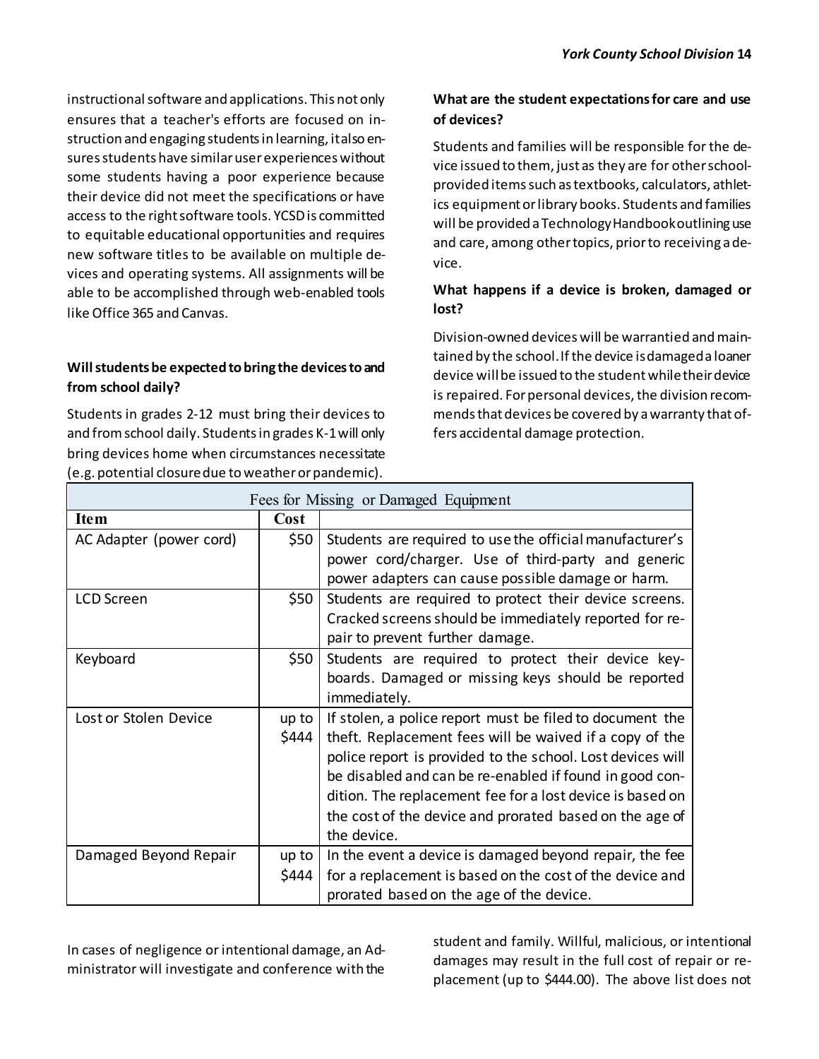instructional software and applications. This not only ensures that a teacher's efforts are focused on instruction and engaging students in learning, it also ensures students have similar user experiences without some students having a poor experience because their device did not meet the specifications or have access to the right software tools. YCSD is committed to equitable educational opportunities and requires new software titles to be available on multiple devices and operating systems. All assignments will be able to be accomplished through web-enabled tools like Office 365 and Canvas.

**Will students be expected to bring the devices to and from school daily?**

Students in grades 2-12 must bring their devices to and from school daily. Students in grades K-1 will only bring devices home when circumstances necessitate (e.g. potential closure due to weather or pandemic).

**What are the student expectations for care and use of devices?**

Students and families will be responsible for the device issued to them, just as they are for other school-provided items such as textbooks, calculators, athletics equipment or library books. Students and families will be provided a Technology Handbook outlining use and care, among other topics, prior to receiving a device.

**What happens if a device is broken, damaged or lost?**

Division-owned devices will be warrantied and maintained by the school. If the device is damaged a loaner device will be issued to the student while their device is repaired. For personal devices, the division recommends that devices be covered by a warranty that offers accidental damage protection.

| Fees for Missing or Damaged Equipment | | |
|---|---|---|
| **Item** | **Cost** | |
| AC Adapter (power cord) | $50 | Students are required to use the official manufacturer's power cord/charger. Use of third-party and generic power adapters can cause possible damage or harm. |
| LCD Screen | $50 | Students are required to protect their device screens. Cracked screens should be immediately reported for repair to prevent further damage. |
| Keyboard | $50 | Students are required to protect their device keyboards. Damaged or missing keys should be reported immediately. |
| Lost or Stolen Device | up to $444 | If stolen, a police report must be filed to document the theft. Replacement fees will be waived if a copy of the police report is provided to the school. Lost devices will be disabled and can be re-enabled if found in good condition. The replacement fee for a lost device is based on the cost of the device and prorated based on the age of the device. |
| Damaged Beyond Repair | up to $444 | In the event a device is damaged beyond repair, the fee for a replacement is based on the cost of the device and prorated based on the age of the device. |

In cases of negligence or intentional damage, an Administrator will investigate and conference with the student and family. Willful, malicious, or intentional damages may result in the full cost of repair or replacement (up to $444.00). The above list does not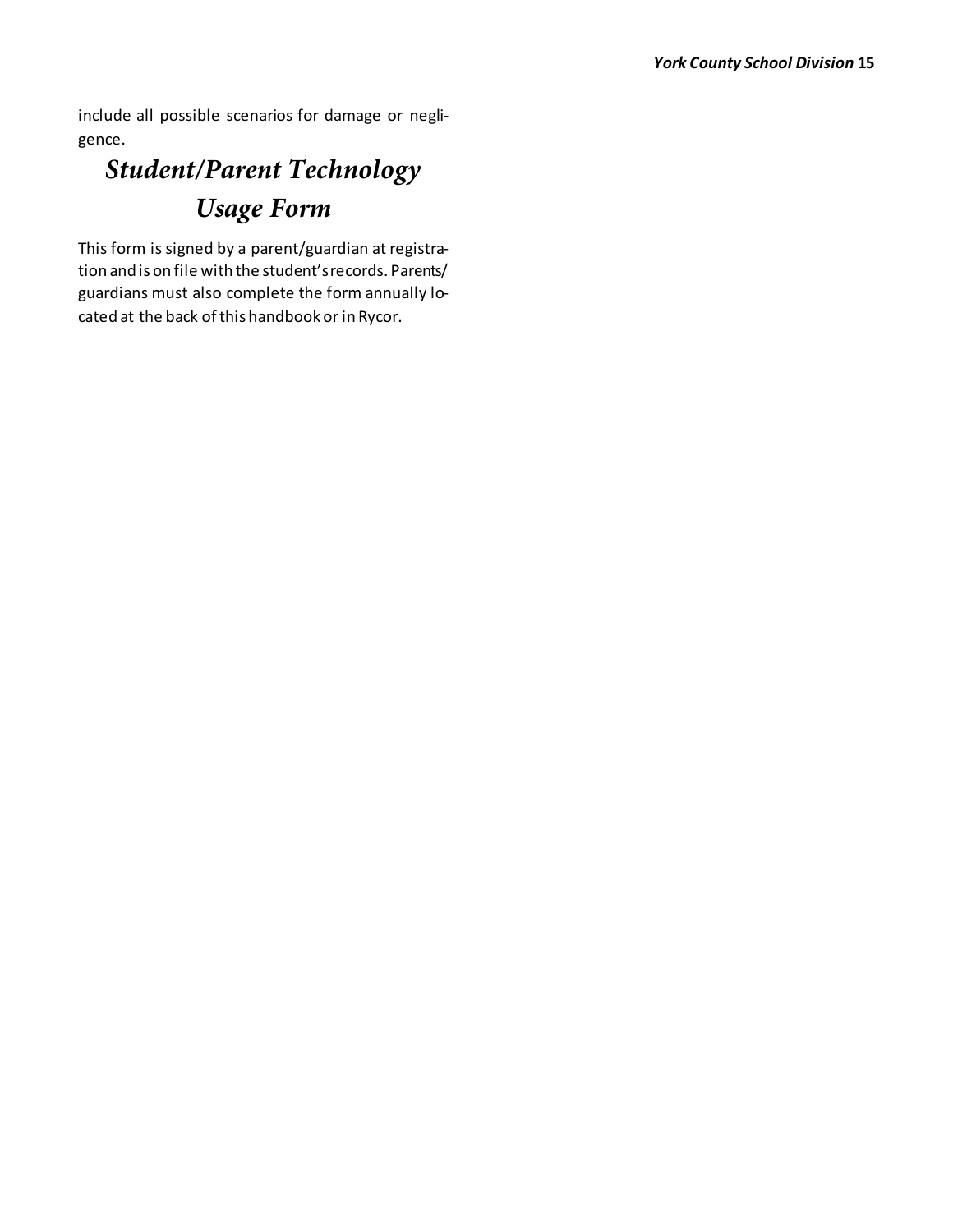include all possible scenarios for damage or negligence.

## *Student/Parent Technology Usage Form*

This form is signed by a parent/guardian at registration and is on file with the student's records. Parents/guardians must also complete the form annually located at the back of this handbook or in Rycor.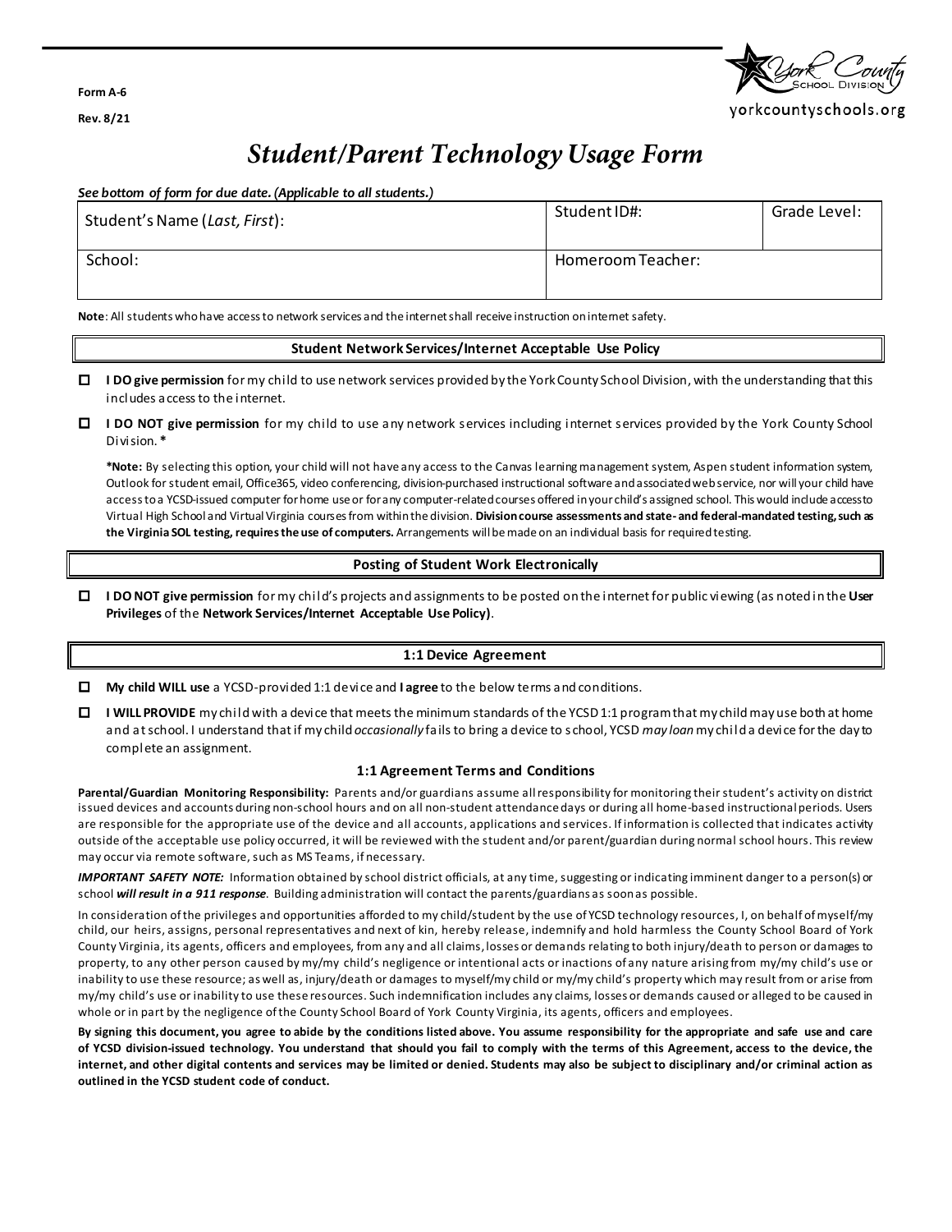Form A-6

Rev. 8/21

yorkcountyschools.org

# *Student/Parent Technology Usage Form*

***See bottom of form for due date. (Applicable to all students.)***

| Student's Name (*Last, First*): | Student ID#: | Grade Level: |
|---|---|---|
| School: | Homeroom Teacher: | |

**Note**: All students who have access to network services and the internet shall receive instruction on internet safety.

### Student Network Services/Internet Acceptable Use Policy

- ☐ **I DO give permission** for my child to use network services provided by the York County School Division, with the understanding that this includes access to the internet.
- ☐ **I DO NOT give permission** for my child to use any network services including internet services provided by the York County School Division. *

  ***Note:** By selecting this option, your child will not have any access to the Canvas learning management system, Aspen student information system, Outlook for student email, Office365, video conferencing, division-purchased instructional software and associated web service, nor will your child have access to a YCSD-issued computer for home use or for any computer-related courses offered in your child's assigned school. This would include access to Virtual High School and Virtual Virginia courses from within the division. **Division course assessments and state- and federal-mandated testing, such as the Virginia SOL testing, requires the use of computers.** Arrangements will be made on an individual basis for required testing.

### Posting of Student Work Electronically

- ☐ **I DO NOT give permission** for my child's projects and assignments to be posted on the internet for public viewing (as noted in the **User Privileges** of the **Network Services/Internet Acceptable Use Policy)**.

### 1:1 Device Agreement

- ☐ **My child WILL use** a YCSD-provided 1:1 device and **I agree** to the below terms and conditions.
- ☐ **I WILL PROVIDE** my child with a device that meets the minimum standards of the YCSD 1:1 program that my child may use both at home and at school. I understand that if my child *occasionally* fails to bring a device to school, YCSD *may loan* my child a device for the day to complete an assignment.

#### 1:1 Agreement Terms and Conditions

**Parental/Guardian Monitoring Responsibility:** Parents and/or guardians assume all responsibility for monitoring their student's activity on district issued devices and accounts during non-school hours and on all non-student attendance days or during all home-based instructional periods. Users are responsible for the appropriate use of the device and all accounts, applications and services. If information is collected that indicates activity outside of the acceptable use policy occurred, it will be reviewed with the student and/or parent/guardian during normal school hours. This review may occur via remote software, such as MS Teams, if necessary.

***IMPORTANT SAFETY NOTE:*** Information obtained by school district officials, at any time, suggesting or indicating imminent danger to a person(s) or school ***will result in a 911 response***. Building administration will contact the parents/guardians as soon as possible.

In consideration of the privileges and opportunities afforded to my child/student by the use of YCSD technology resources, I, on behalf of myself/my child, our heirs, assigns, personal representatives and next of kin, hereby release, indemnify and hold harmless the County School Board of York County Virginia, its agents, officers and employees, from any and all claims, losses or demands relating to both injury/death to person or damages to property, to any other person caused by my/my child's negligence or intentional acts or inactions of any nature arising from my/my child's use or inability to use these resource; as well as, injury/death or damages to myself/my child or my/my child's property which may result from or arise from my/my child's use or inability to use these resources. Such indemnification includes any claims, losses or demands caused or alleged to be caused in whole or in part by the negligence of the County School Board of York County Virginia, its agents, officers and employees.

**By signing this document, you agree to abide by the conditions listed above. You assume responsibility for the appropriate and safe use and care of YCSD division-issued technology. You understand that should you fail to comply with the terms of this Agreement, access to the device, the internet, and other digital contents and services may be limited or denied. Students may also be subject to disciplinary and/or criminal action as outlined in the YCSD student code of conduct.**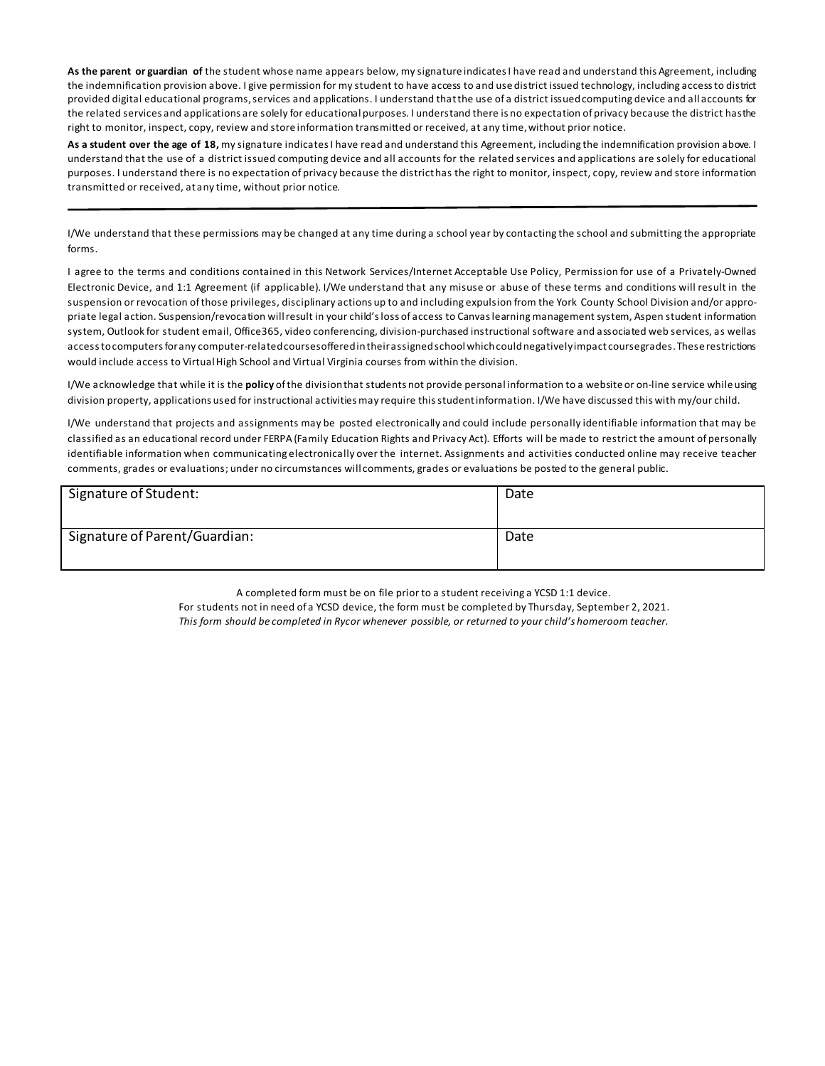**As the parent or guardian of** the student whose name appears below, my signature indicates I have read and understand this Agreement, including the indemnification provision above. I give permission for my student to have access to and use district issued technology, including access to district provided digital educational programs, services and applications. I understand that the use of a district issued computing device and all accounts for the related services and applications are solely for educational purposes. I understand there is no expectation of privacy because the district has the right to monitor, inspect, copy, review and store information transmitted or received, at any time, without prior notice.

**As a student over the age of 18,** my signature indicates I have read and understand this Agreement, including the indemnification provision above. I understand that the use of a district issued computing device and all accounts for the related services and applications are solely for educational purposes. I understand there is no expectation of privacy because the district has the right to monitor, inspect, copy, review and store information transmitted or received, at any time, without prior notice.

---

I/We understand that these permissions may be changed at any time during a school year by contacting the school and submitting the appropriate forms.

I agree to the terms and conditions contained in this Network Services/Internet Acceptable Use Policy, Permission for use of a Privately-Owned Electronic Device, and 1:1 Agreement (if applicable). I/We understand that any misuse or abuse of these terms and conditions will result in the suspension or revocation of those privileges, disciplinary actions up to and including expulsion from the York County School Division and/or appropriate legal action. Suspension/revocation will result in your child's loss of access to Canvas learning management system, Aspen student information system, Outlook for student email, Office365, video conferencing, division-purchased instructional software and associated web services, as well as access to computers for any computer-related courses offered in their assigned school which could negatively impact course grades. These restrictions would include access to Virtual High School and Virtual Virginia courses from within the division.

I/We acknowledge that while it is the **policy** of the division that students not provide personal information to a website or on-line service while using division property, applications used for instructional activities may require this student information. I/We have discussed this with my/our child.

I/We understand that projects and assignments may be posted electronically and could include personally identifiable information that may be classified as an educational record under FERPA (Family Education Rights and Privacy Act). Efforts will be made to restrict the amount of personally identifiable information when communicating electronically over the internet. Assignments and activities conducted online may receive teacher comments, grades or evaluations; under no circumstances will comments, grades or evaluations be posted to the general public.

| Signature of Student: | Date |
|---|---|
| Signature of Parent/Guardian: | Date |

A completed form must be on file prior to a student receiving a YCSD 1:1 device.

For students not in need of a YCSD device, the form must be completed by Thursday, September 2, 2021.

*This form should be completed in Rycor whenever possible, or returned to your child's homeroom teacher.*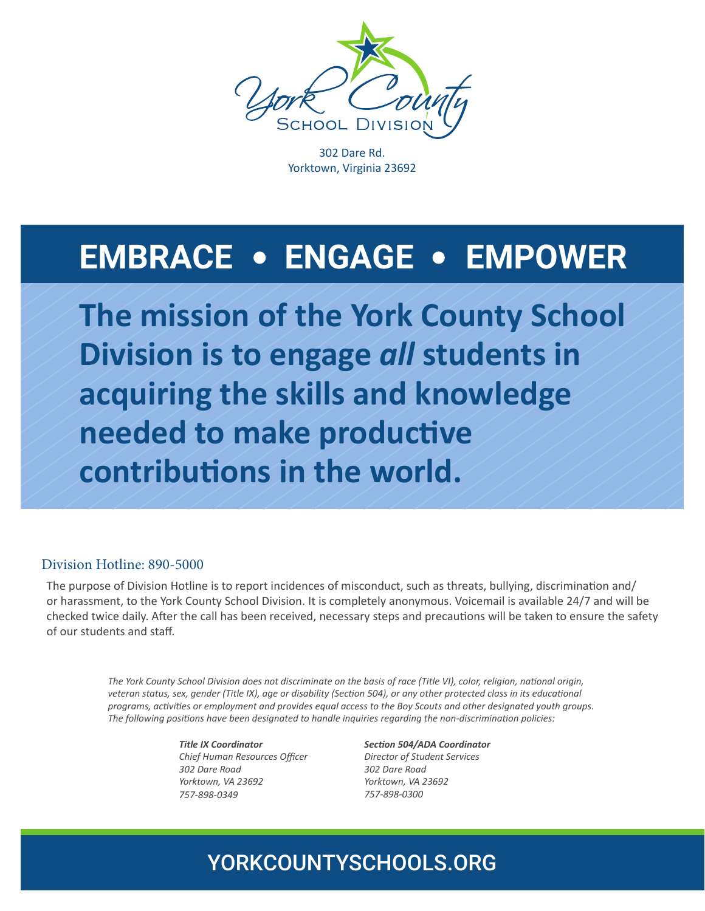York County School Division

302 Dare Rd.
Yorktown, Virginia 23692

# EMBRACE • ENGAGE • EMPOWER

**The mission of the York County School Division is to engage *all* students in acquiring the skills and knowledge needed to make productive contributions in the world.**

## Division Hotline: 890-5000

The purpose of Division Hotline is to report incidences of misconduct, such as threats, bullying, discrimination and/or harassment, to the York County School Division. It is completely anonymous. Voicemail is available 24/7 and will be checked twice daily. After the call has been received, necessary steps and precautions will be taken to ensure the safety of our students and staff.

*The York County School Division does not discriminate on the basis of race (Title VI), color, religion, national origin, veteran status, sex, gender (Title IX), age or disability (Section 504), or any other protected class in its educational programs, activities or employment and provides equal access to the Boy Scouts and other designated youth groups. The following positions have been designated to handle inquiries regarding the non-discrimination policies:*

***Title IX Coordinator***
*Chief Human Resources Officer*
*302 Dare Road*
*Yorktown, VA 23692*
*757-898-0349*

***Section 504/ADA Coordinator***
*Director of Student Services*
*302 Dare Road*
*Yorktown, VA 23692*
*757-898-0300*

**YORKCOUNTYSCHOOLS.ORG**